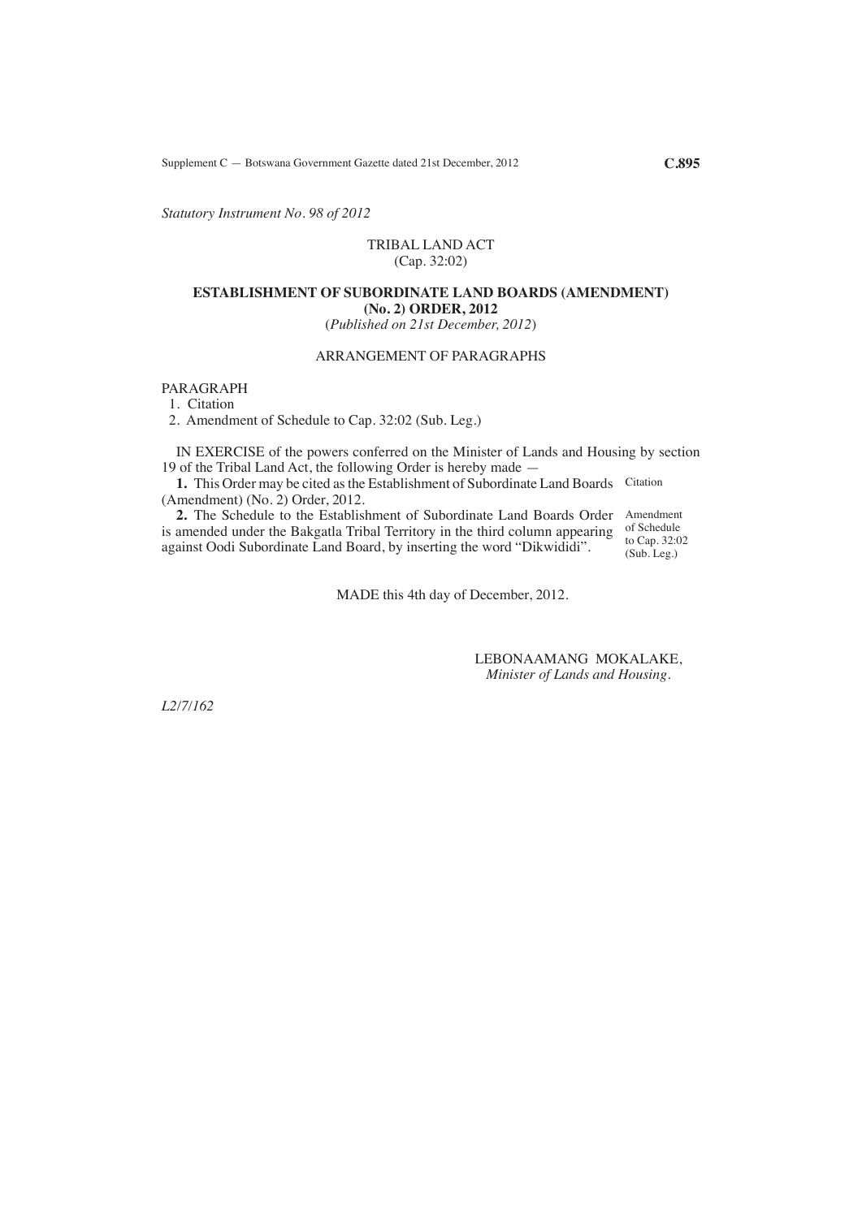*Statutory Instrument No. 98 of 2012*

TRIBAL LAND ACT
(Cap. 32:02)

**ESTABLISHMENT OF SUBORDINATE LAND BOARDS (AMENDMENT) (No. 2) ORDER, 2012**
(*Published on 21st December, 2012*)

ARRANGEMENT OF PARAGRAPHS

PARAGRAPH
1. Citation
2. Amendment of Schedule to Cap. 32:02 (Sub. Leg.)

IN EXERCISE of the powers conferred on the Minister of Lands and Housing by section 19 of the Tribal Land Act, the following Order is hereby made —

Citation

**1.** This Order may be cited as the Establishment of Subordinate Land Boards (Amendment) (No. 2) Order, 2012.

Amendment of Schedule to Cap. 32:02 (Sub. Leg.)

**2.** The Schedule to the Establishment of Subordinate Land Boards Order is amended under the Bakgatla Tribal Territory in the third column appearing against Oodi Subordinate Land Board, by inserting the word "Dikwididi".

MADE this 4th day of December, 2012.

LEBONAAMANG MOKALAKE,
*Minister of Lands and Housing.*

*L2/7/162*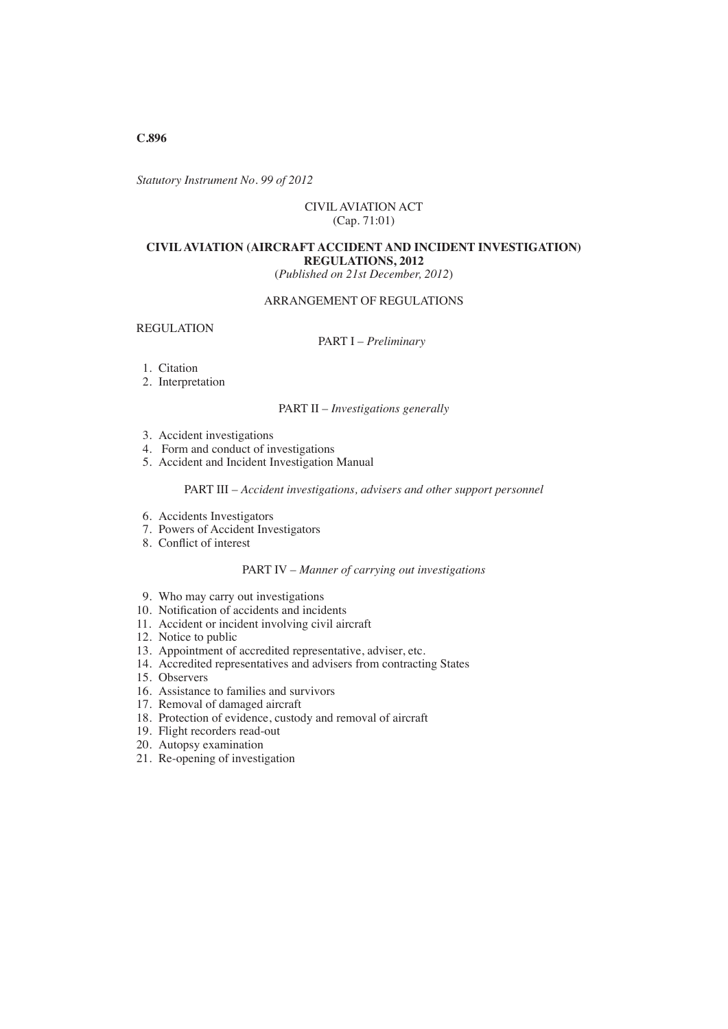**C.896**

*Statutory Instrument No. 99 of 2012*

CIVIL AVIATION ACT
(Cap. 71:01)

**CIVIL AVIATION (AIRCRAFT ACCIDENT AND INCIDENT INVESTIGATION) REGULATIONS, 2012**
(*Published on 21st December, 2012*)

ARRANGEMENT OF REGULATIONS

REGULATION

PART I – *Preliminary*

1. Citation
2. Interpretation

PART II – *Investigations generally*

3. Accident investigations
4. Form and conduct of investigations
5. Accident and Incident Investigation Manual

PART III – *Accident investigations, advisers and other support personnel*

6. Accidents Investigators
7. Powers of Accident Investigators
8. Conflict of interest

PART IV – *Manner of carrying out investigations*

9. Who may carry out investigations
10. Notification of accidents and incidents
11. Accident or incident involving civil aircraft
12. Notice to public
13. Appointment of accredited representative, adviser, etc.
14. Accredited representatives and advisers from contracting States
15. Observers
16. Assistance to families and survivors
17. Removal of damaged aircraft
18. Protection of evidence, custody and removal of aircraft
19. Flight recorders read-out
20. Autopsy examination
21. Re-opening of investigation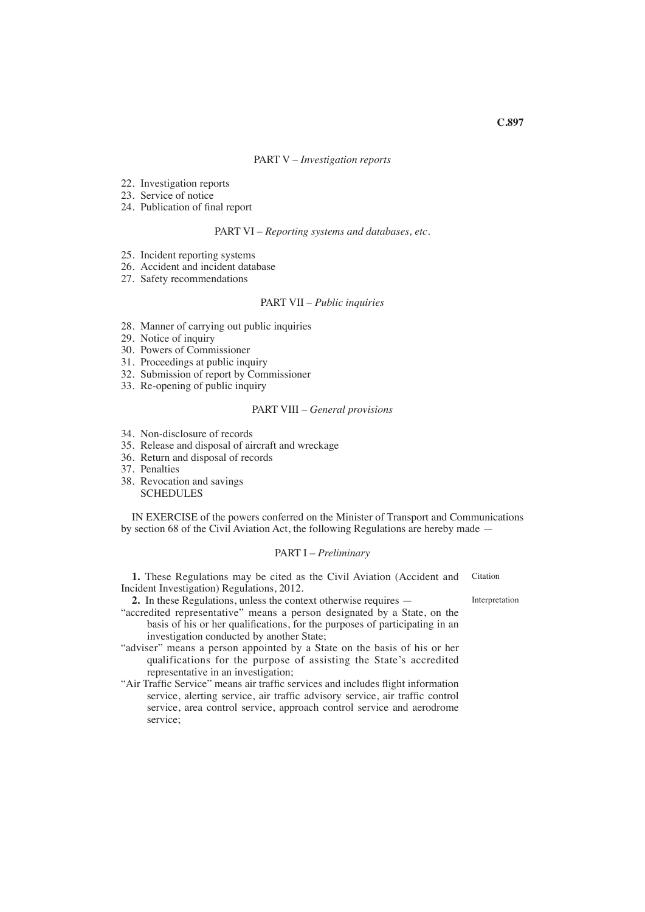PART V – *Investigation reports*

22. Investigation reports
23. Service of notice
24. Publication of final report

PART VI – *Reporting systems and databases, etc.*

25. Incident reporting systems
26. Accident and incident database
27. Safety recommendations

PART VII – *Public inquiries*

28. Manner of carrying out public inquiries
29. Notice of inquiry
30. Powers of Commissioner
31. Proceedings at public inquiry
32. Submission of report by Commissioner
33. Re-opening of public inquiry

PART VIII – *General provisions*

34. Non-disclosure of records
35. Release and disposal of aircraft and wreckage
36. Return and disposal of records
37. Penalties
38. Revocation and savings

SCHEDULES

IN EXERCISE of the powers conferred on the Minister of Transport and Communications by section 68 of the Civil Aviation Act, the following Regulations are hereby made —

PART I – *Preliminary*

**1.** These Regulations may be cited as the Civil Aviation (Accident and Incident Investigation) Regulations, 2012. *Citation*

**2.** In these Regulations, unless the context otherwise requires — *Interpretation*

"accredited representative" means a person designated by a State, on the basis of his or her qualifications, for the purposes of participating in an investigation conducted by another State;

"adviser" means a person appointed by a State on the basis of his or her qualifications for the purpose of assisting the State's accredited representative in an investigation;

"Air Traffic Service" means air traffic services and includes flight information service, alerting service, air traffic advisory service, air traffic control service, area control service, approach control service and aerodrome service;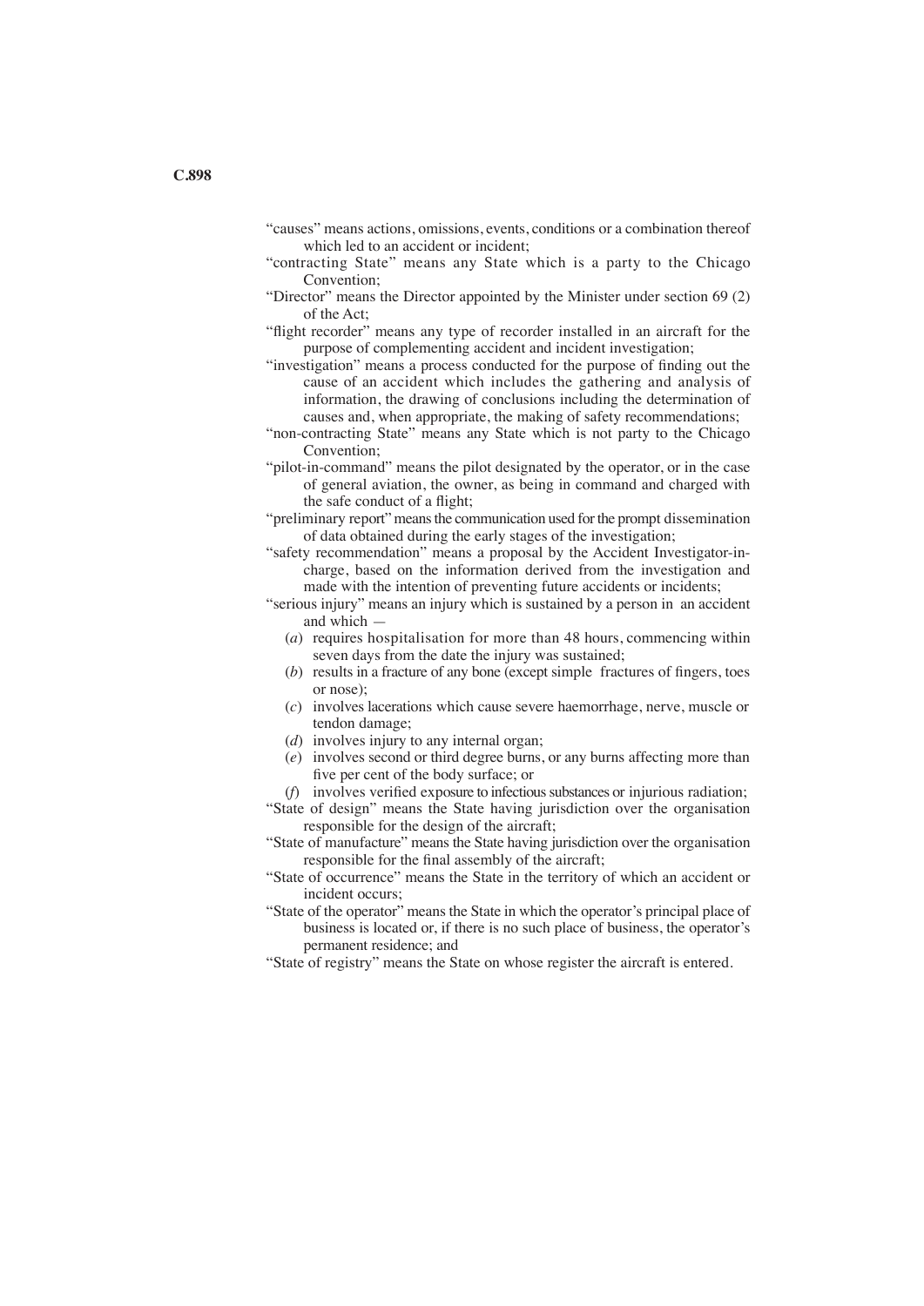"causes" means actions, omissions, events, conditions or a combination thereof which led to an accident or incident;

"contracting State" means any State which is a party to the Chicago Convention;

"Director" means the Director appointed by the Minister under section 69 (2) of the Act;

"flight recorder" means any type of recorder installed in an aircraft for the purpose of complementing accident and incident investigation;

"investigation" means a process conducted for the purpose of finding out the cause of an accident which includes the gathering and analysis of information, the drawing of conclusions including the determination of causes and, when appropriate, the making of safety recommendations;

"non-contracting State" means any State which is not party to the Chicago Convention;

"pilot-in-command" means the pilot designated by the operator, or in the case of general aviation, the owner, as being in command and charged with the safe conduct of a flight;

"preliminary report" means the communication used for the prompt dissemination of data obtained during the early stages of the investigation;

"safety recommendation" means a proposal by the Accident Investigator-in-charge, based on the information derived from the investigation and made with the intention of preventing future accidents or incidents;

"serious injury" means an injury which is sustained by a person in an accident and which —

(*a*) requires hospitalisation for more than 48 hours, commencing within seven days from the date the injury was sustained;

(*b*) results in a fracture of any bone (except simple fractures of fingers, toes or nose);

(*c*) involves lacerations which cause severe haemorrhage, nerve, muscle or tendon damage;

(*d*) involves injury to any internal organ;

(*e*) involves second or third degree burns, or any burns affecting more than five per cent of the body surface; or

(*f*) involves verified exposure to infectious substances or injurious radiation;

"State of design" means the State having jurisdiction over the organisation responsible for the design of the aircraft;

"State of manufacture" means the State having jurisdiction over the organisation responsible for the final assembly of the aircraft;

"State of occurrence" means the State in the territory of which an accident or incident occurs;

"State of the operator" means the State in which the operator's principal place of business is located or, if there is no such place of business, the operator's permanent residence; and

"State of registry" means the State on whose register the aircraft is entered.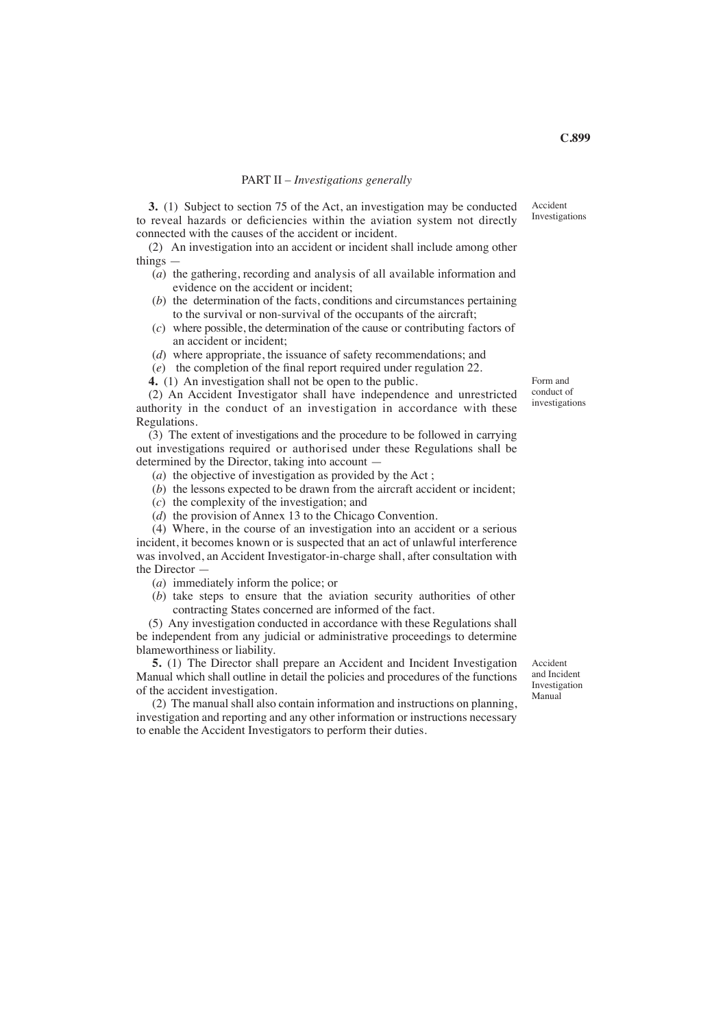## PART II – *Investigations generally*

**3.** (1) Subject to section 75 of the Act, an investigation may be conducted to reveal hazards or deficiencies within the aviation system not directly connected with the causes of the accident or incident.

Accident Investigations

(2) An investigation into an accident or incident shall include among other things —

(*a*) the gathering, recording and analysis of all available information and evidence on the accident or incident;

(*b*) the determination of the facts, conditions and circumstances pertaining to the survival or non-survival of the occupants of the aircraft;

(*c*) where possible, the determination of the cause or contributing factors of an accident or incident;

(*d*) where appropriate, the issuance of safety recommendations; and

(*e*) the completion of the final report required under regulation 22.

**4.** (1) An investigation shall not be open to the public.

Form and conduct of investigations

(2) An Accident Investigator shall have independence and unrestricted authority in the conduct of an investigation in accordance with these Regulations.

(3) The extent of investigations and the procedure to be followed in carrying out investigations required or authorised under these Regulations shall be determined by the Director, taking into account —

(*a*) the objective of investigation as provided by the Act ;

(*b*) the lessons expected to be drawn from the aircraft accident or incident;

(*c*) the complexity of the investigation; and

(*d*) the provision of Annex 13 to the Chicago Convention.

(4) Where, in the course of an investigation into an accident or a serious incident, it becomes known or is suspected that an act of unlawful interference was involved, an Accident Investigator-in-charge shall, after consultation with the Director —

(*a*) immediately inform the police; or

(*b*) take steps to ensure that the aviation security authorities of other contracting States concerned are informed of the fact.

(5) Any investigation conducted in accordance with these Regulations shall be independent from any judicial or administrative proceedings to determine blameworthiness or liability.

**5.** (1) The Director shall prepare an Accident and Incident Investigation Manual which shall outline in detail the policies and procedures of the functions of the accident investigation.

Accident and Incident Investigation Manual

(2) The manual shall also contain information and instructions on planning, investigation and reporting and any other information or instructions necessary to enable the Accident Investigators to perform their duties.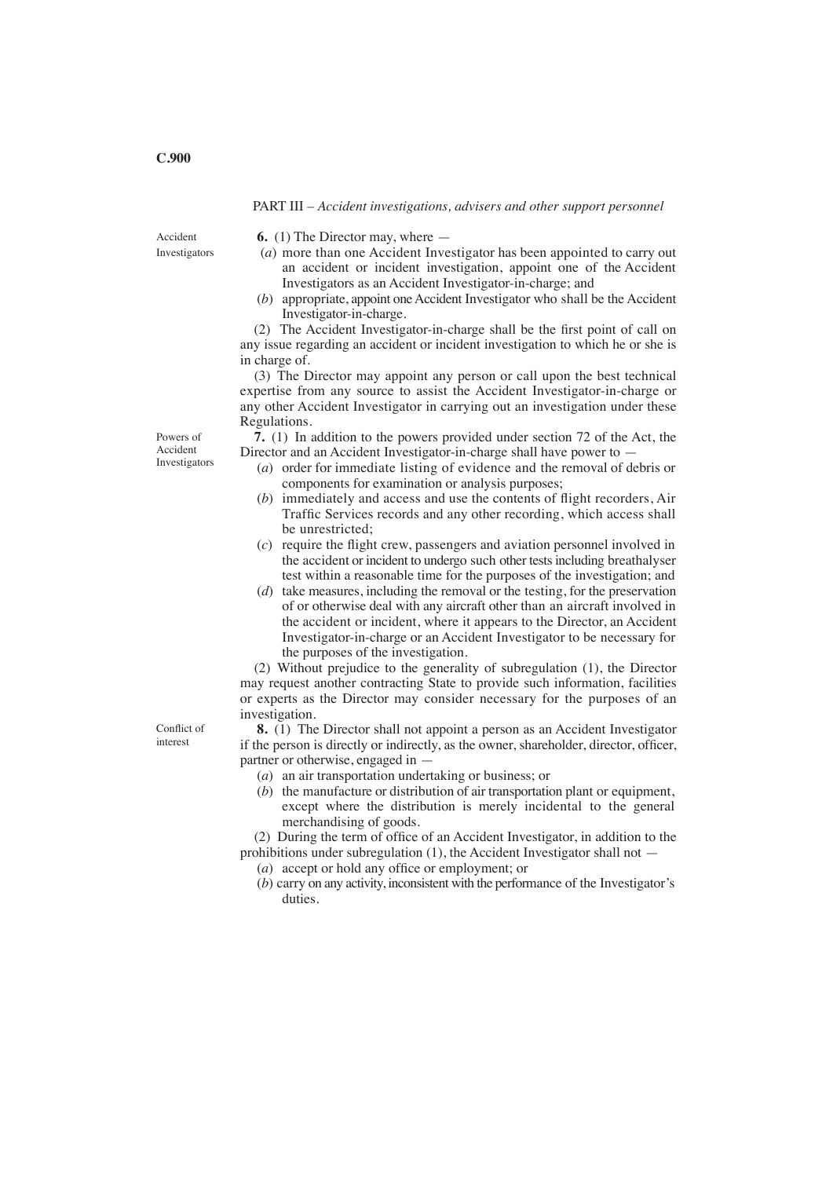PART III – *Accident investigations, advisers and other support personnel*

Accident Investigators

**6.** (1) The Director may, where —

(*a*) more than one Accident Investigator has been appointed to carry out an accident or incident investigation, appoint one of the Accident Investigators as an Accident Investigator-in-charge; and

(*b*) appropriate, appoint one Accident Investigator who shall be the Accident Investigator-in-charge.

(2) The Accident Investigator-in-charge shall be the first point of call on any issue regarding an accident or incident investigation to which he or she is in charge of.

(3) The Director may appoint any person or call upon the best technical expertise from any source to assist the Accident Investigator-in-charge or any other Accident Investigator in carrying out an investigation under these Regulations.

Powers of Accident Investigators

**7.** (1) In addition to the powers provided under section 72 of the Act, the Director and an Accident Investigator-in-charge shall have power to —

(*a*) order for immediate listing of evidence and the removal of debris or components for examination or analysis purposes;

(*b*) immediately and access and use the contents of flight recorders, Air Traffic Services records and any other recording, which access shall be unrestricted;

(*c*) require the flight crew, passengers and aviation personnel involved in the accident or incident to undergo such other tests including breathalyser test within a reasonable time for the purposes of the investigation; and

(*d*) take measures, including the removal or the testing, for the preservation of or otherwise deal with any aircraft other than an aircraft involved in the accident or incident, where it appears to the Director, an Accident Investigator-in-charge or an Accident Investigator to be necessary for the purposes of the investigation.

(2) Without prejudice to the generality of subregulation (1), the Director may request another contracting State to provide such information, facilities or experts as the Director may consider necessary for the purposes of an investigation.

Conflict of interest

**8.** (1) The Director shall not appoint a person as an Accident Investigator if the person is directly or indirectly, as the owner, shareholder, director, officer, partner or otherwise, engaged in —

(*a*) an air transportation undertaking or business; or

(*b*) the manufacture or distribution of air transportation plant or equipment, except where the distribution is merely incidental to the general merchandising of goods.

(2) During the term of office of an Accident Investigator, in addition to the prohibitions under subregulation (1), the Accident Investigator shall not —

(*a*) accept or hold any office or employment; or

(*b*) carry on any activity, inconsistent with the performance of the Investigator's duties.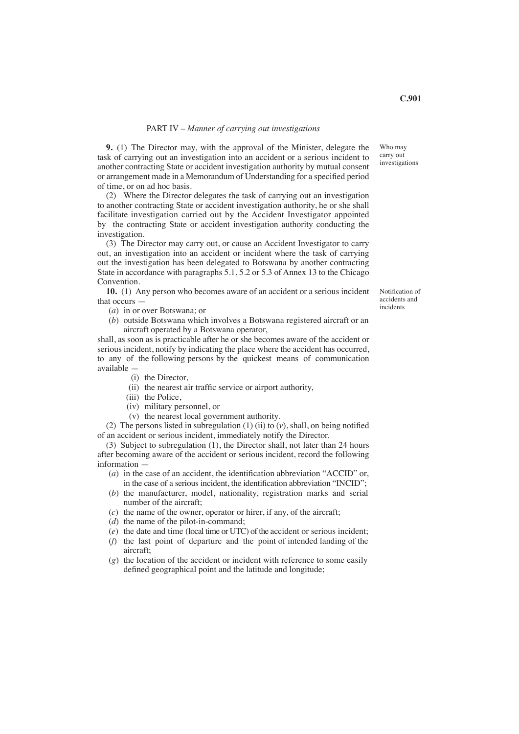## PART IV – *Manner of carrying out investigations*

*Who may carry out investigations*

**9.** (1) The Director may, with the approval of the Minister, delegate the task of carrying out an investigation into an accident or a serious incident to another contracting State or accident investigation authority by mutual consent or arrangement made in a Memorandum of Understanding for a specified period of time, or on ad hoc basis.

(2) Where the Director delegates the task of carrying out an investigation to another contracting State or accident investigation authority, he or she shall facilitate investigation carried out by the Accident Investigator appointed by the contracting State or accident investigation authority conducting the investigation.

(3) The Director may carry out, or cause an Accident Investigator to carry out, an investigation into an accident or incident where the task of carrying out the investigation has been delegated to Botswana by another contracting State in accordance with paragraphs 5.1, 5.2 or 5.3 of Annex 13 to the Chicago Convention.

*Notification of accidents and incidents*

**10.** (1) Any person who becomes aware of an accident or a serious incident that occurs —

(*a*) in or over Botswana; or

(*b*) outside Botswana which involves a Botswana registered aircraft or an aircraft operated by a Botswana operator,

shall, as soon as is practicable after he or she becomes aware of the accident or serious incident, notify by indicating the place where the accident has occurred, to any of the following persons by the quickest means of communication available —

(i) the Director,

(ii) the nearest air traffic service or airport authority,

(iii) the Police,

(iv) military personnel, or

(v) the nearest local government authority.

(2) The persons listed in subregulation (1) (ii) to (*v*), shall, on being notified of an accident or serious incident, immediately notify the Director.

(3) Subject to subregulation (1), the Director shall, not later than 24 hours after becoming aware of the accident or serious incident, record the following information —

(*a*) in the case of an accident, the identification abbreviation "ACCID" or, in the case of a serious incident, the identification abbreviation "INCID";

(*b*) the manufacturer, model, nationality, registration marks and serial number of the aircraft;

(*c*) the name of the owner, operator or hirer, if any, of the aircraft;

(*d*) the name of the pilot-in-command;

(*e*) the date and time (local time or UTC) of the accident or serious incident;

(*f*) the last point of departure and the point of intended landing of the aircraft;

(*g*) the location of the accident or incident with reference to some easily defined geographical point and the latitude and longitude;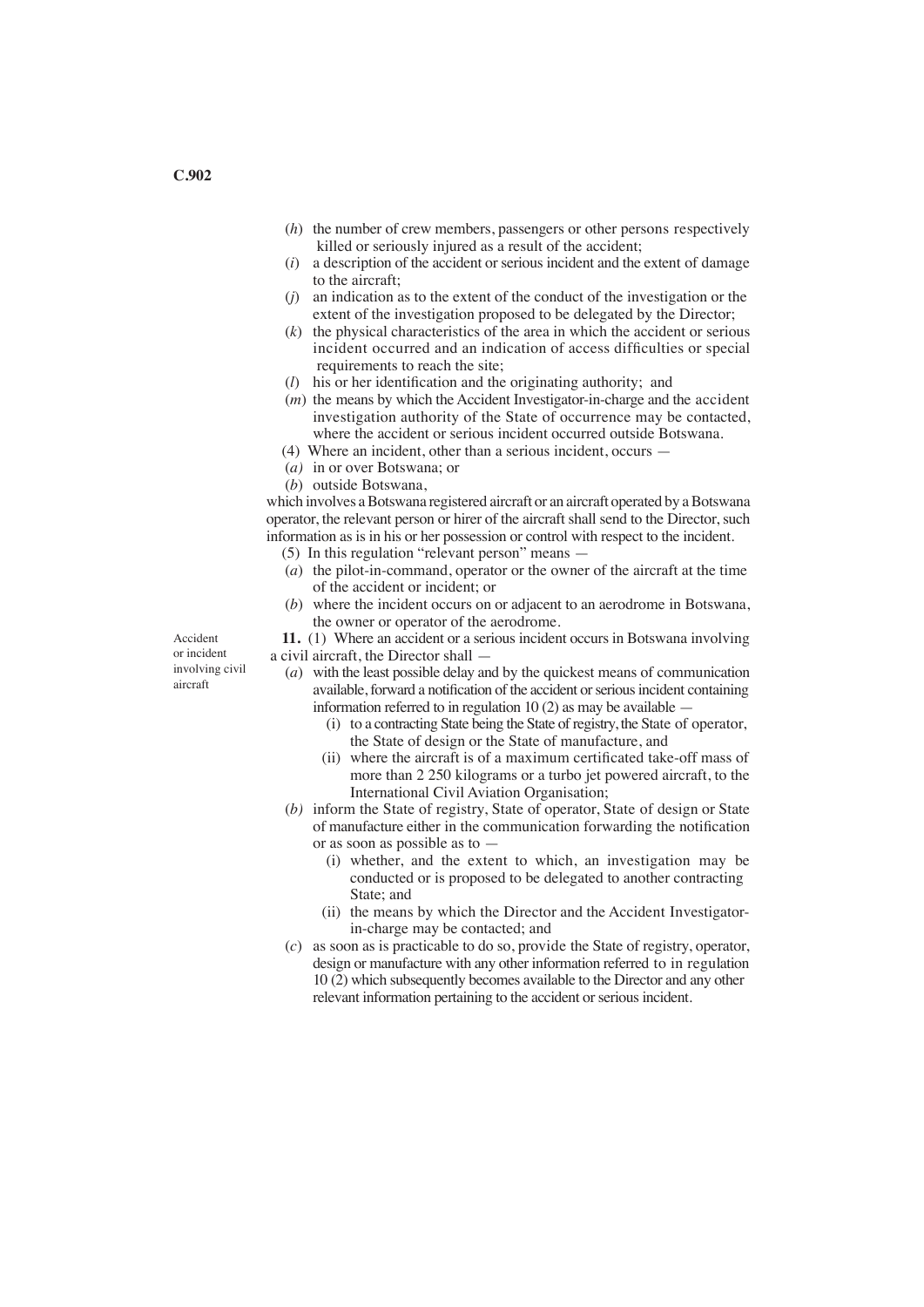(*h*) the number of crew members, passengers or other persons respectively killed or seriously injured as a result of the accident;

(*i*) a description of the accident or serious incident and the extent of damage to the aircraft;

(*j*) an indication as to the extent of the conduct of the investigation or the extent of the investigation proposed to be delegated by the Director;

(*k*) the physical characteristics of the area in which the accident or serious incident occurred and an indication of access difficulties or special requirements to reach the site;

(*l*) his or her identification and the originating authority; and

(*m*) the means by which the Accident Investigator-in-charge and the accident investigation authority of the State of occurrence may be contacted, where the accident or serious incident occurred outside Botswana.

(4) Where an incident, other than a serious incident, occurs —

(*a*) in or over Botswana; or

(*b*) outside Botswana,

which involves a Botswana registered aircraft or an aircraft operated by a Botswana operator, the relevant person or hirer of the aircraft shall send to the Director, such information as is in his or her possession or control with respect to the incident.

(5) In this regulation "relevant person" means —

(*a*) the pilot-in-command, operator or the owner of the aircraft at the time of the accident or incident; or

(*b*) where the incident occurs on or adjacent to an aerodrome in Botswana, the owner or operator of the aerodrome.

Accident or incident involving civil aircraft

**11.** (1) Where an accident or a serious incident occurs in Botswana involving a civil aircraft, the Director shall —

(*a*) with the least possible delay and by the quickest means of communication available, forward a notification of the accident or serious incident containing information referred to in regulation 10 (2) as may be available —

(i) to a contracting State being the State of registry, the State of operator, the State of design or the State of manufacture, and

(ii) where the aircraft is of a maximum certificated take-off mass of more than 2 250 kilograms or a turbo jet powered aircraft, to the International Civil Aviation Organisation;

(*b*) inform the State of registry, State of operator, State of design or State of manufacture either in the communication forwarding the notification or as soon as possible as to —

(i) whether, and the extent to which, an investigation may be conducted or is proposed to be delegated to another contracting State; and

(ii) the means by which the Director and the Accident Investigator-in-charge may be contacted; and

(*c*) as soon as is practicable to do so, provide the State of registry, operator, design or manufacture with any other information referred to in regulation 10 (2) which subsequently becomes available to the Director and any other relevant information pertaining to the accident or serious incident.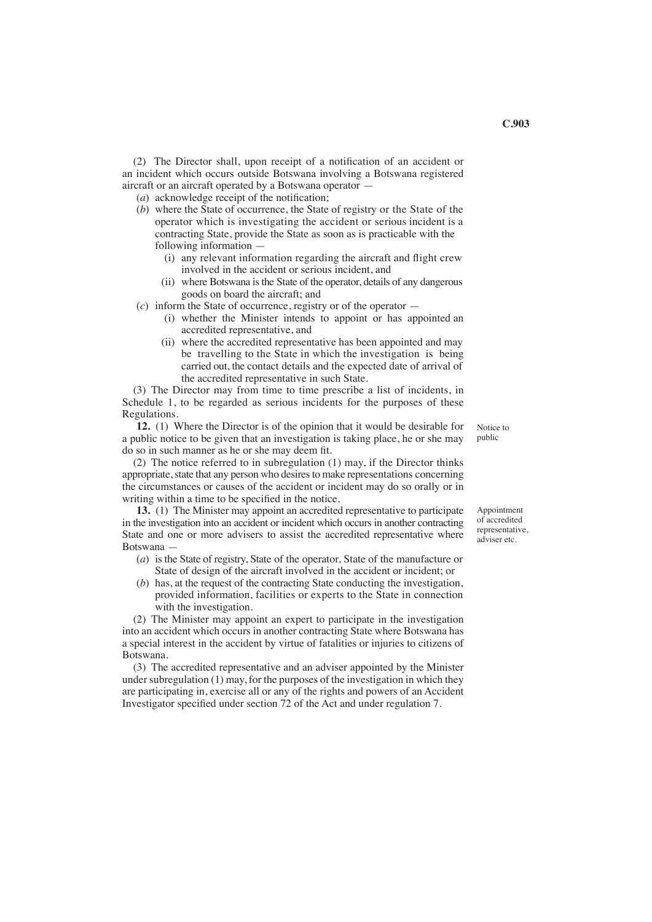(2) The Director shall, upon receipt of a notification of an accident or an incident which occurs outside Botswana involving a Botswana registered aircraft or an aircraft operated by a Botswana operator —

(*a*) acknowledge receipt of the notification;

(*b*) where the State of occurrence, the State of registry or the State of the operator which is investigating the accident or serious incident is a contracting State, provide the State as soon as is practicable with the following information —

(i) any relevant information regarding the aircraft and flight crew involved in the accident or serious incident, and

(ii) where Botswana is the State of the operator, details of any dangerous goods on board the aircraft; and

(*c*) inform the State of occurrence, registry or of the operator —

(i) whether the Minister intends to appoint or has appointed an accredited representative, and

(ii) where the accredited representative has been appointed and may be travelling to the State in which the investigation is being carried out, the contact details and the expected date of arrival of the accredited representative in such State.

(3) The Director may from time to time prescribe a list of incidents, in Schedule 1, to be regarded as serious incidents for the purposes of these Regulations.

*Notice to public*

**12.** (1) Where the Director is of the opinion that it would be desirable for a public notice to be given that an investigation is taking place, he or she may do so in such manner as he or she may deem fit.

(2) The notice referred to in subregulation (1) may, if the Director thinks appropriate, state that any person who desires to make representations concerning the circumstances or causes of the accident or incident may do so orally or in writing within a time to be specified in the notice.

*Appointment of accredited representative, adviser etc.*

**13.** (1) The Minister may appoint an accredited representative to participate in the investigation into an accident or incident which occurs in another contracting State and one or more advisers to assist the accredited representative where Botswana —

(*a*) is the State of registry, State of the operator, State of the manufacture or State of design of the aircraft involved in the accident or incident; or

(*b*) has, at the request of the contracting State conducting the investigation, provided information, facilities or experts to the State in connection with the investigation.

(2) The Minister may appoint an expert to participate in the investigation into an accident which occurs in another contracting State where Botswana has a special interest in the accident by virtue of fatalities or injuries to citizens of Botswana.

(3) The accredited representative and an adviser appointed by the Minister under subregulation (1) may, for the purposes of the investigation in which they are participating in, exercise all or any of the rights and powers of an Accident Investigator specified under section 72 of the Act and under regulation 7.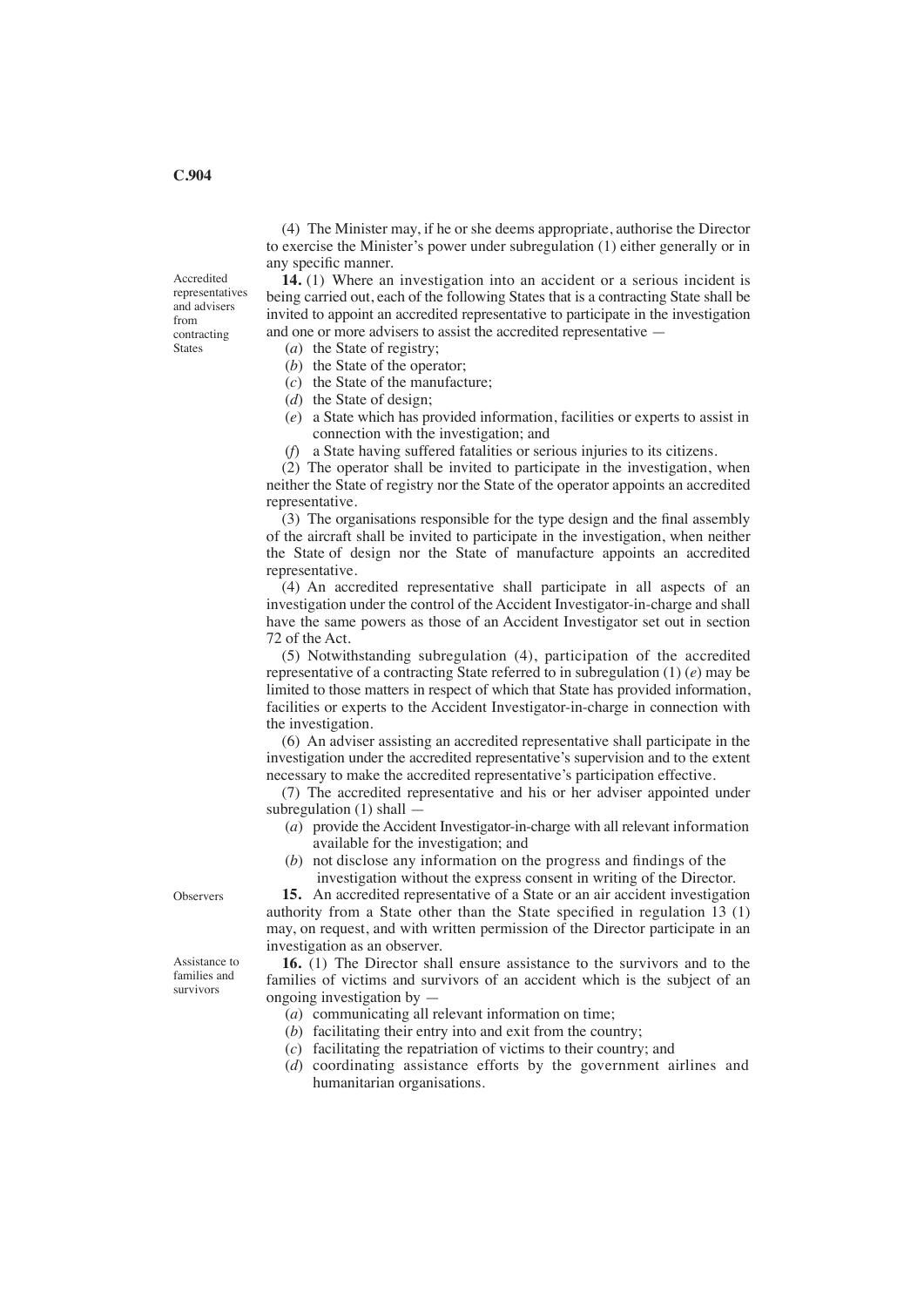(4) The Minister may, if he or she deems appropriate, authorise the Director to exercise the Minister's power under subregulation (1) either generally or in any specific manner.

Accredited representatives and advisers from contracting States

**14.** (1) Where an investigation into an accident or a serious incident is being carried out, each of the following States that is a contracting State shall be invited to appoint an accredited representative to participate in the investigation and one or more advisers to assist the accredited representative —

(*a*) the State of registry;

(*b*) the State of the operator;

(*c*) the State of the manufacture;

(*d*) the State of design;

(*e*) a State which has provided information, facilities or experts to assist in connection with the investigation; and

(*f*) a State having suffered fatalities or serious injuries to its citizens.

(2) The operator shall be invited to participate in the investigation, when neither the State of registry nor the State of the operator appoints an accredited representative.

(3) The organisations responsible for the type design and the final assembly of the aircraft shall be invited to participate in the investigation, when neither the State of design nor the State of manufacture appoints an accredited representative.

(4) An accredited representative shall participate in all aspects of an investigation under the control of the Accident Investigator-in-charge and shall have the same powers as those of an Accident Investigator set out in section 72 of the Act.

(5) Notwithstanding subregulation (4), participation of the accredited representative of a contracting State referred to in subregulation (1) (*e*) may be limited to those matters in respect of which that State has provided information, facilities or experts to the Accident Investigator-in-charge in connection with the investigation.

(6) An adviser assisting an accredited representative shall participate in the investigation under the accredited representative's supervision and to the extent necessary to make the accredited representative's participation effective.

(7) The accredited representative and his or her adviser appointed under subregulation (1) shall —

(*a*) provide the Accident Investigator-in-charge with all relevant information available for the investigation; and

(*b*) not disclose any information on the progress and findings of the investigation without the express consent in writing of the Director.

Observers

**15.** An accredited representative of a State or an air accident investigation authority from a State other than the State specified in regulation 13 (1) may, on request, and with written permission of the Director participate in an investigation as an observer.

Assistance to families and survivors

**16.** (1) The Director shall ensure assistance to the survivors and to the families of victims and survivors of an accident which is the subject of an ongoing investigation by —

(*a*) communicating all relevant information on time;

(*b*) facilitating their entry into and exit from the country;

(*c*) facilitating the repatriation of victims to their country; and

(*d*) coordinating assistance efforts by the government airlines and humanitarian organisations.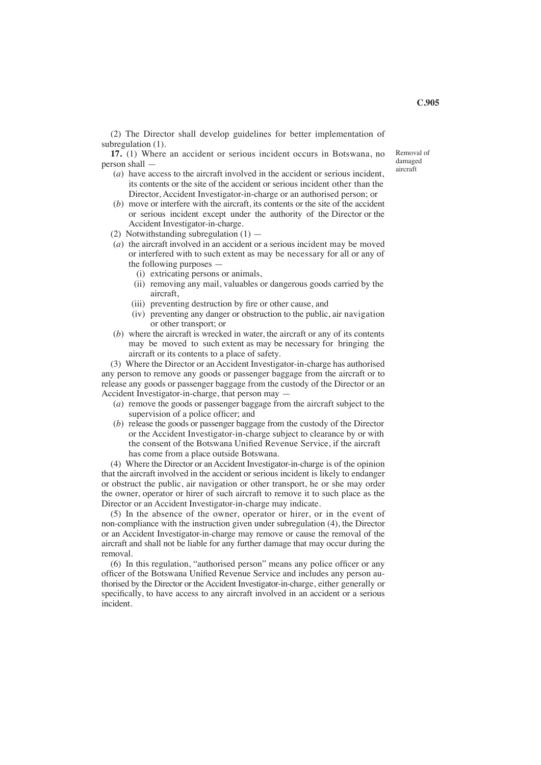(2) The Director shall develop guidelines for better implementation of subregulation (1).

Removal of damaged aircraft

**17.** (1) Where an accident or serious incident occurs in Botswana, no person shall —

(*a*) have access to the aircraft involved in the accident or serious incident, its contents or the site of the accident or serious incident other than the Director, Accident Investigator-in-charge or an authorised person; or

(*b*) move or interfere with the aircraft, its contents or the site of the accident or serious incident except under the authority of the Director or the Accident Investigator-in-charge.

(2) Notwithstanding subregulation (1) —

(*a*) the aircraft involved in an accident or a serious incident may be moved or interfered with to such extent as may be necessary for all or any of the following purposes —

(i) extricating persons or animals,

(ii) removing any mail, valuables or dangerous goods carried by the aircraft,

(iii) preventing destruction by fire or other cause, and

(iv) preventing any danger or obstruction to the public, air navigation or other transport; or

(*b*) where the aircraft is wrecked in water, the aircraft or any of its contents may be moved to such extent as may be necessary for bringing the aircraft or its contents to a place of safety.

(3) Where the Director or an Accident Investigator-in-charge has authorised any person to remove any goods or passenger baggage from the aircraft or to release any goods or passenger baggage from the custody of the Director or an Accident Investigator-in-charge, that person may —

(*a*) remove the goods or passenger baggage from the aircraft subject to the supervision of a police officer; and

(*b*) release the goods or passenger baggage from the custody of the Director or the Accident Investigator-in-charge subject to clearance by or with the consent of the Botswana Unified Revenue Service, if the aircraft has come from a place outside Botswana.

(4) Where the Director or an Accident Investigator-in-charge is of the opinion that the aircraft involved in the accident or serious incident is likely to endanger or obstruct the public, air navigation or other transport, he or she may order the owner, operator or hirer of such aircraft to remove it to such place as the Director or an Accident Investigator-in-charge may indicate.

(5) In the absence of the owner, operator or hirer, or in the event of non-compliance with the instruction given under subregulation (4), the Director or an Accident Investigator-in-charge may remove or cause the removal of the aircraft and shall not be liable for any further damage that may occur during the removal.

(6) In this regulation, "authorised person" means any police officer or any officer of the Botswana Unified Revenue Service and includes any person authorised by the Director or the Accident Investigator-in-charge, either generally or specifically, to have access to any aircraft involved in an accident or a serious incident.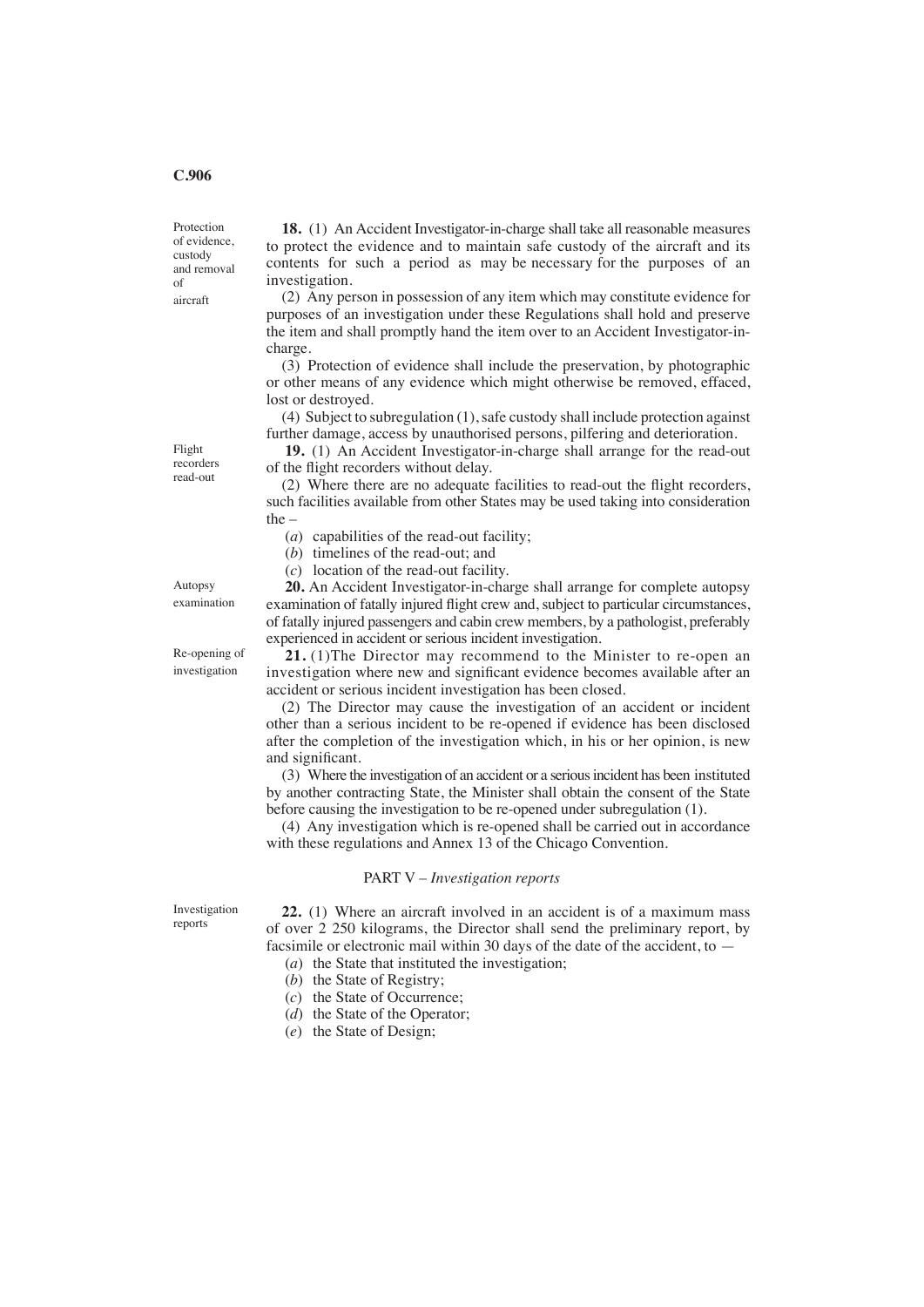Protection of evidence, custody and removal of aircraft

**18.** (1) An Accident Investigator-in-charge shall take all reasonable measures to protect the evidence and to maintain safe custody of the aircraft and its contents for such a period as may be necessary for the purposes of an investigation.

(2) Any person in possession of any item which may constitute evidence for purposes of an investigation under these Regulations shall hold and preserve the item and shall promptly hand the item over to an Accident Investigator-in-charge.

(3) Protection of evidence shall include the preservation, by photographic or other means of any evidence which might otherwise be removed, effaced, lost or destroyed.

(4) Subject to subregulation (1), safe custody shall include protection against further damage, access by unauthorised persons, pilfering and deterioration.

Flight recorders read-out

**19.** (1) An Accident Investigator-in-charge shall arrange for the read-out of the flight recorders without delay.

(2) Where there are no adequate facilities to read-out the flight recorders, such facilities available from other States may be used taking into consideration the –

(*a*) capabilities of the read-out facility;

(*b*) timelines of the read-out; and

(*c*) location of the read-out facility.

Autopsy examination

**20.** An Accident Investigator-in-charge shall arrange for complete autopsy examination of fatally injured flight crew and, subject to particular circumstances, of fatally injured passengers and cabin crew members, by a pathologist, preferably experienced in accident or serious incident investigation.

Re-opening of investigation

**21.** (1)The Director may recommend to the Minister to re-open an investigation where new and significant evidence becomes available after an accident or serious incident investigation has been closed.

(2) The Director may cause the investigation of an accident or incident other than a serious incident to be re-opened if evidence has been disclosed after the completion of the investigation which, in his or her opinion, is new and significant.

(3) Where the investigation of an accident or a serious incident has been instituted by another contracting State, the Minister shall obtain the consent of the State before causing the investigation to be re-opened under subregulation (1).

(4) Any investigation which is re-opened shall be carried out in accordance with these regulations and Annex 13 of the Chicago Convention.

## PART V – *Investigation reports*

Investigation reports

**22.** (1) Where an aircraft involved in an accident is of a maximum mass of over 2 250 kilograms, the Director shall send the preliminary report, by facsimile or electronic mail within 30 days of the date of the accident, to —

(*a*) the State that instituted the investigation;

(*b*) the State of Registry;

(*c*) the State of Occurrence;

(*d*) the State of the Operator;

(*e*) the State of Design;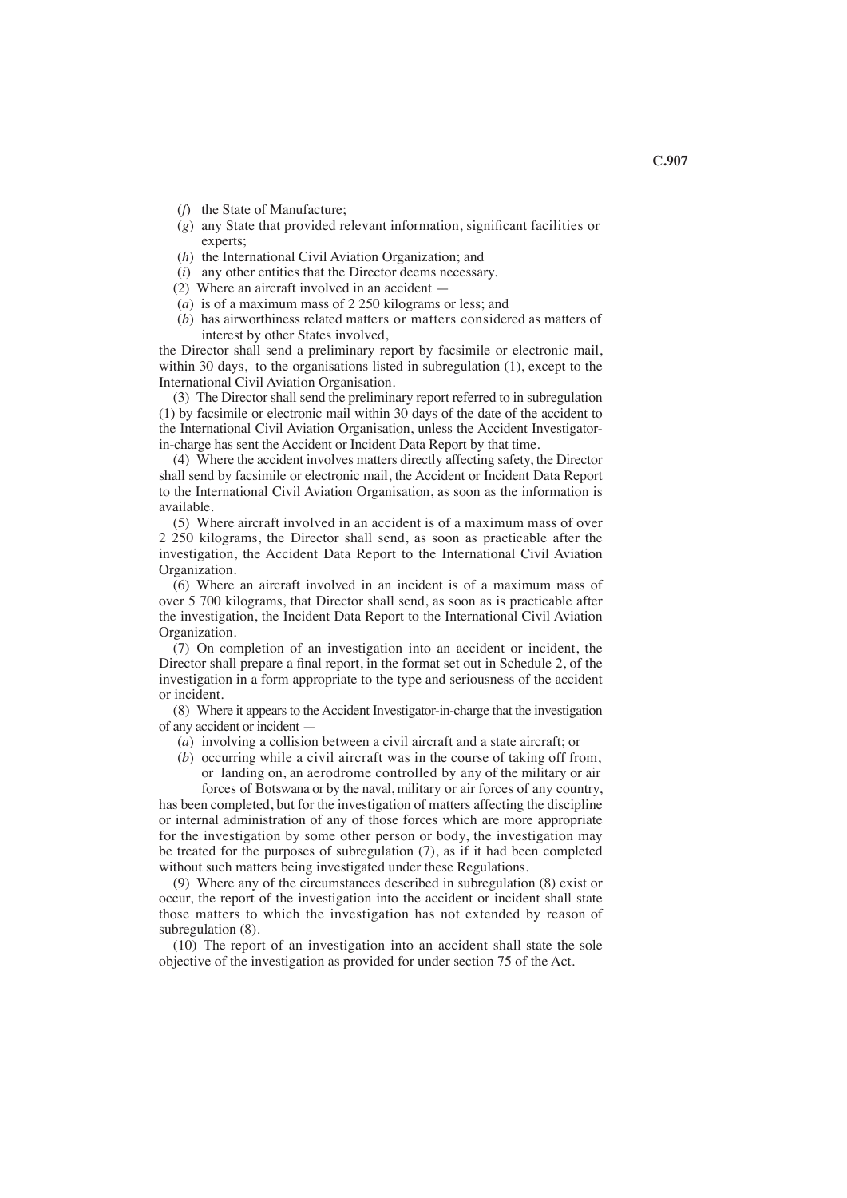(*f*) the State of Manufacture;

(*g*) any State that provided relevant information, significant facilities or experts;

(*h*) the International Civil Aviation Organization; and

(*i*) any other entities that the Director deems necessary.

(2) Where an aircraft involved in an accident —

(*a*) is of a maximum mass of 2 250 kilograms or less; and

(*b*) has airworthiness related matters or matters considered as matters of interest by other States involved,

the Director shall send a preliminary report by facsimile or electronic mail, within 30 days, to the organisations listed in subregulation (1), except to the International Civil Aviation Organisation.

(3) The Director shall send the preliminary report referred to in subregulation (1) by facsimile or electronic mail within 30 days of the date of the accident to the International Civil Aviation Organisation, unless the Accident Investigator-in-charge has sent the Accident or Incident Data Report by that time.

(4) Where the accident involves matters directly affecting safety, the Director shall send by facsimile or electronic mail, the Accident or Incident Data Report to the International Civil Aviation Organisation, as soon as the information is available.

(5) Where aircraft involved in an accident is of a maximum mass of over 2 250 kilograms, the Director shall send, as soon as practicable after the investigation, the Accident Data Report to the International Civil Aviation Organization.

(6) Where an aircraft involved in an incident is of a maximum mass of over 5 700 kilograms, that Director shall send, as soon as is practicable after the investigation, the Incident Data Report to the International Civil Aviation Organization.

(7) On completion of an investigation into an accident or incident, the Director shall prepare a final report, in the format set out in Schedule 2, of the investigation in a form appropriate to the type and seriousness of the accident or incident.

(8) Where it appears to the Accident Investigator-in-charge that the investigation of any accident or incident —

(*a*) involving a collision between a civil aircraft and a state aircraft; or

(*b*) occurring while a civil aircraft was in the course of taking off from, or landing on, an aerodrome controlled by any of the military or air forces of Botswana or by the naval, military or air forces of any country,

has been completed, but for the investigation of matters affecting the discipline or internal administration of any of those forces which are more appropriate for the investigation by some other person or body, the investigation may be treated for the purposes of subregulation (7), as if it had been completed without such matters being investigated under these Regulations.

(9) Where any of the circumstances described in subregulation (8) exist or occur, the report of the investigation into the accident or incident shall state those matters to which the investigation has not extended by reason of subregulation (8).

(10) The report of an investigation into an accident shall state the sole objective of the investigation as provided for under section 75 of the Act.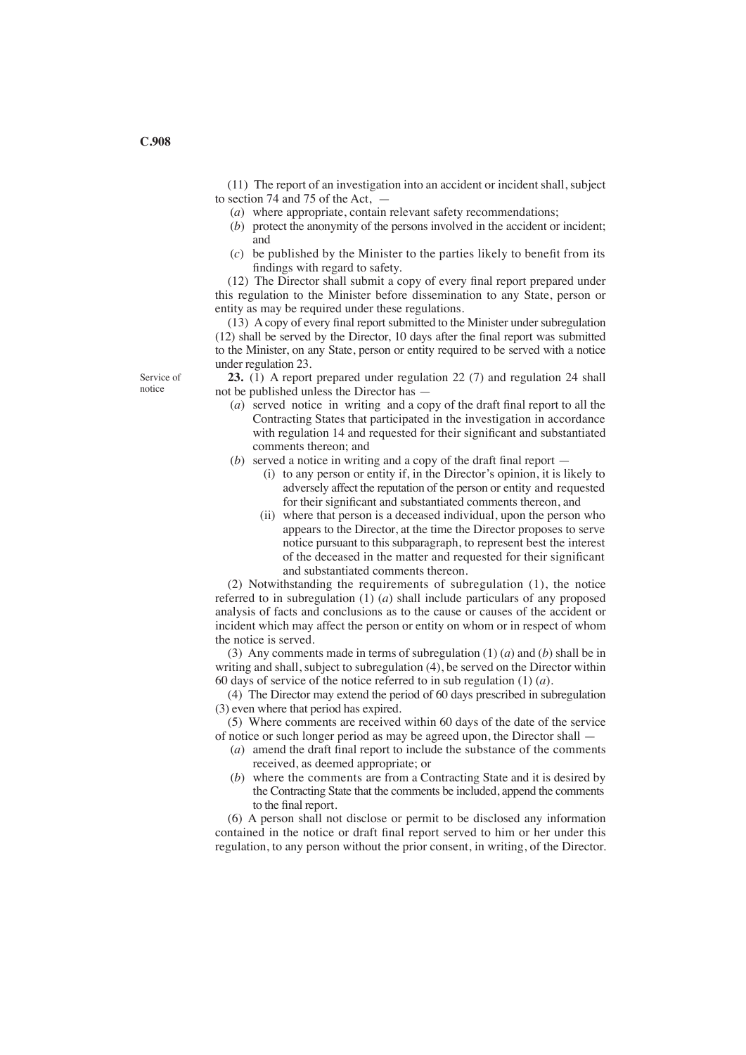(11) The report of an investigation into an accident or incident shall, subject to section 74 and 75 of the Act, —

(*a*) where appropriate, contain relevant safety recommendations;

(*b*) protect the anonymity of the persons involved in the accident or incident; and

(*c*) be published by the Minister to the parties likely to benefit from its findings with regard to safety.

(12) The Director shall submit a copy of every final report prepared under this regulation to the Minister before dissemination to any State, person or entity as may be required under these regulations.

(13) A copy of every final report submitted to the Minister under subregulation (12) shall be served by the Director, 10 days after the final report was submitted to the Minister, on any State, person or entity required to be served with a notice under regulation 23.

Service of notice

**23.** (1) A report prepared under regulation 22 (7) and regulation 24 shall not be published unless the Director has —

(*a*) served notice in writing and a copy of the draft final report to all the Contracting States that participated in the investigation in accordance with regulation 14 and requested for their significant and substantiated comments thereon; and

(*b*) served a notice in writing and a copy of the draft final report —

(i) to any person or entity if, in the Director's opinion, it is likely to adversely affect the reputation of the person or entity and requested for their significant and substantiated comments thereon, and

(ii) where that person is a deceased individual, upon the person who appears to the Director, at the time the Director proposes to serve notice pursuant to this subparagraph, to represent best the interest of the deceased in the matter and requested for their significant and substantiated comments thereon.

(2) Notwithstanding the requirements of subregulation (1), the notice referred to in subregulation (1) (*a*) shall include particulars of any proposed analysis of facts and conclusions as to the cause or causes of the accident or incident which may affect the person or entity on whom or in respect of whom the notice is served.

(3) Any comments made in terms of subregulation (1) (*a*) and (*b*) shall be in writing and shall, subject to subregulation (4), be served on the Director within 60 days of service of the notice referred to in sub regulation (1) (*a*).

(4) The Director may extend the period of 60 days prescribed in subregulation (3) even where that period has expired.

(5) Where comments are received within 60 days of the date of the service of notice or such longer period as may be agreed upon, the Director shall —

(*a*) amend the draft final report to include the substance of the comments received, as deemed appropriate; or

(*b*) where the comments are from a Contracting State and it is desired by the Contracting State that the comments be included, append the comments to the final report.

(6) A person shall not disclose or permit to be disclosed any information contained in the notice or draft final report served to him or her under this regulation, to any person without the prior consent, in writing, of the Director.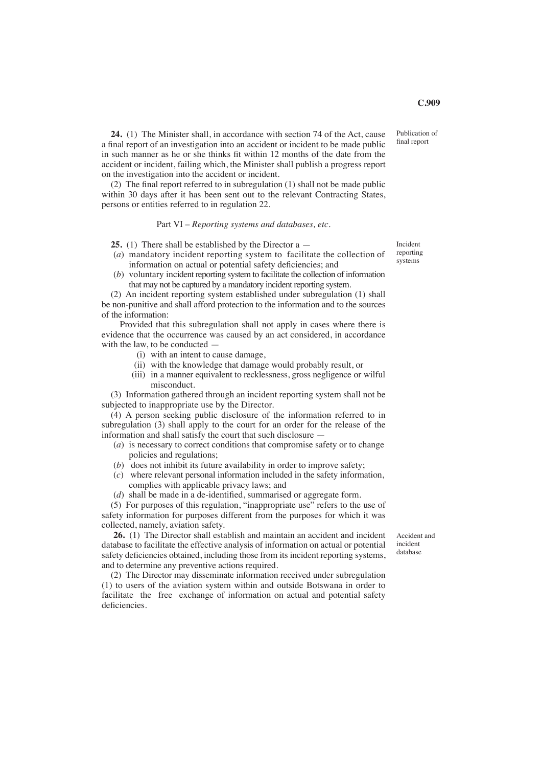**24.** (1) The Minister shall, in accordance with section 74 of the Act, cause a final report of an investigation into an accident or incident to be made public in such manner as he or she thinks fit within 12 months of the date from the accident or incident, failing which, the Minister shall publish a progress report on the investigation into the accident or incident.

Publication of final report

(2) The final report referred to in subregulation (1) shall not be made public within 30 days after it has been sent out to the relevant Contracting States, persons or entities referred to in regulation 22.

## Part VI – *Reporting systems and databases, etc.*

**25.** (1) There shall be established by the Director a —

Incident reporting systems

(*a*) mandatory incident reporting system to facilitate the collection of information on actual or potential safety deficiencies; and

(*b*) voluntary incident reporting system to facilitate the collection of information that may not be captured by a mandatory incident reporting system.

(2) An incident reporting system established under subregulation (1) shall be non-punitive and shall afford protection to the information and to the sources of the information:

Provided that this subregulation shall not apply in cases where there is evidence that the occurrence was caused by an act considered, in accordance with the law, to be conducted —

(i) with an intent to cause damage,

(ii) with the knowledge that damage would probably result, or

(iii) in a manner equivalent to recklessness, gross negligence or wilful misconduct.

(3) Information gathered through an incident reporting system shall not be subjected to inappropriate use by the Director.

(4) A person seeking public disclosure of the information referred to in subregulation (3) shall apply to the court for an order for the release of the information and shall satisfy the court that such disclosure —

(*a*) is necessary to correct conditions that compromise safety or to change policies and regulations;

(*b*) does not inhibit its future availability in order to improve safety;

(*c*) where relevant personal information included in the safety information, complies with applicable privacy laws; and

(*d*) shall be made in a de-identified, summarised or aggregate form.

(5) For purposes of this regulation, "inappropriate use" refers to the use of safety information for purposes different from the purposes for which it was collected, namely, aviation safety.

**26.** (1) The Director shall establish and maintain an accident and incident database to facilitate the effective analysis of information on actual or potential safety deficiencies obtained, including those from its incident reporting systems, and to determine any preventive actions required.

Accident and incident database

(2) The Director may disseminate information received under subregulation (1) to users of the aviation system within and outside Botswana in order to facilitate the free exchange of information on actual and potential safety deficiencies.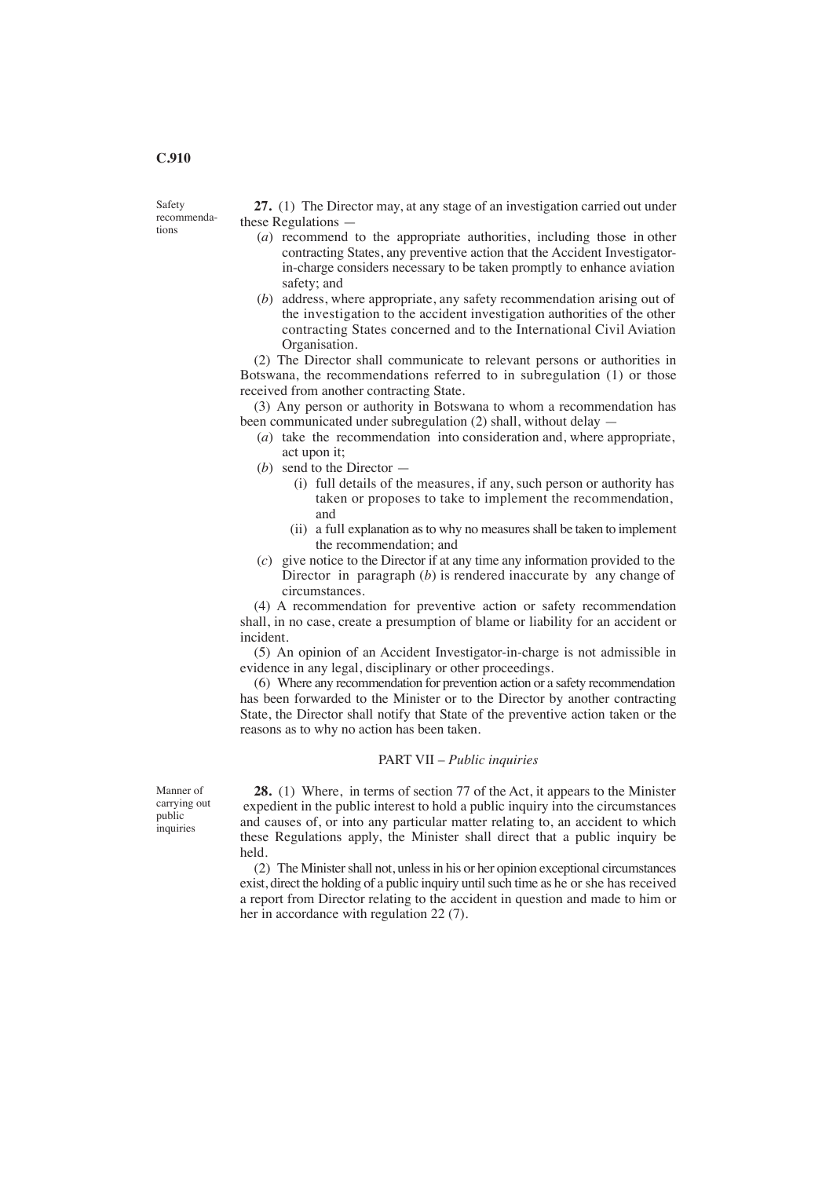Safety recommendations

**27.** (1) The Director may, at any stage of an investigation carried out under these Regulations —

(*a*) recommend to the appropriate authorities, including those in other contracting States, any preventive action that the Accident Investigator-in-charge considers necessary to be taken promptly to enhance aviation safety; and

(*b*) address, where appropriate, any safety recommendation arising out of the investigation to the accident investigation authorities of the other contracting States concerned and to the International Civil Aviation Organisation.

(2) The Director shall communicate to relevant persons or authorities in Botswana, the recommendations referred to in subregulation (1) or those received from another contracting State.

(3) Any person or authority in Botswana to whom a recommendation has been communicated under subregulation (2) shall, without delay —

(*a*) take the recommendation into consideration and, where appropriate, act upon it;

(*b*) send to the Director —

(i) full details of the measures, if any, such person or authority has taken or proposes to take to implement the recommendation, and

(ii) a full explanation as to why no measures shall be taken to implement the recommendation; and

(*c*) give notice to the Director if at any time any information provided to the Director in paragraph (*b*) is rendered inaccurate by any change of circumstances.

(4) A recommendation for preventive action or safety recommendation shall, in no case, create a presumption of blame or liability for an accident or incident.

(5) An opinion of an Accident Investigator-in-charge is not admissible in evidence in any legal, disciplinary or other proceedings.

(6) Where any recommendation for prevention action or a safety recommendation has been forwarded to the Minister or to the Director by another contracting State, the Director shall notify that State of the preventive action taken or the reasons as to why no action has been taken.

## PART VII – *Public inquiries*

Manner of carrying out public inquiries

**28.** (1) Where, in terms of section 77 of the Act, it appears to the Minister expedient in the public interest to hold a public inquiry into the circumstances and causes of, or into any particular matter relating to, an accident to which these Regulations apply, the Minister shall direct that a public inquiry be held.

(2) The Minister shall not, unless in his or her opinion exceptional circumstances exist, direct the holding of a public inquiry until such time as he or she has received a report from Director relating to the accident in question and made to him or her in accordance with regulation 22 (7).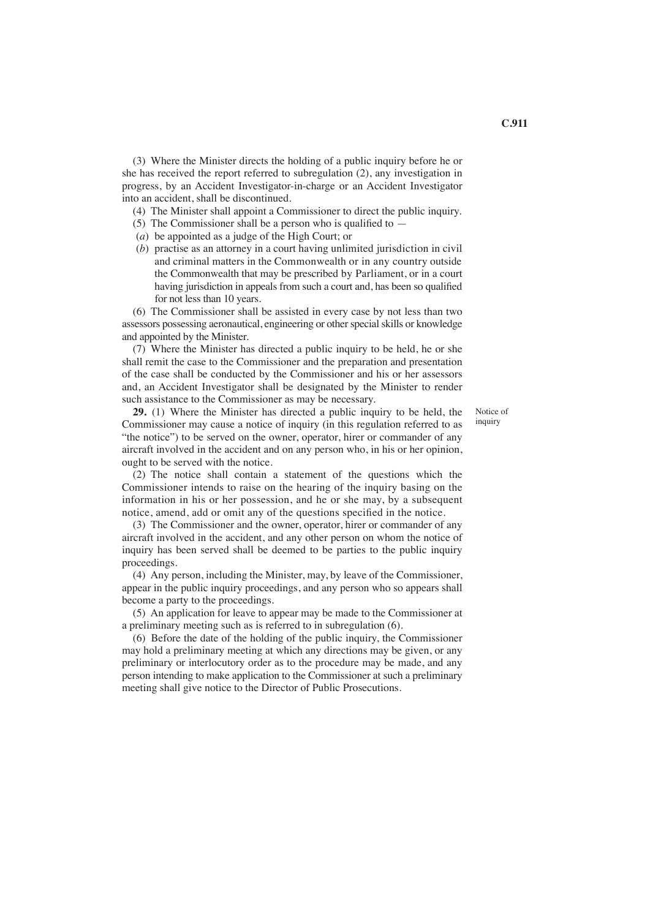(3) Where the Minister directs the holding of a public inquiry before he or she has received the report referred to subregulation (2), any investigation in progress, by an Accident Investigator-in-charge or an Accident Investigator into an accident, shall be discontinued.

(4) The Minister shall appoint a Commissioner to direct the public inquiry.

(5) The Commissioner shall be a person who is qualified to —

(*a*) be appointed as a judge of the High Court; or

(*b*) practise as an attorney in a court having unlimited jurisdiction in civil and criminal matters in the Commonwealth or in any country outside the Commonwealth that may be prescribed by Parliament, or in a court having jurisdiction in appeals from such a court and, has been so qualified for not less than 10 years.

(6) The Commissioner shall be assisted in every case by not less than two assessors possessing aeronautical, engineering or other special skills or knowledge and appointed by the Minister.

(7) Where the Minister has directed a public inquiry to be held, he or she shall remit the case to the Commissioner and the preparation and presentation of the case shall be conducted by the Commissioner and his or her assessors and, an Accident Investigator shall be designated by the Minister to render such assistance to the Commissioner as may be necessary.

Notice of inquiry

**29.** (1) Where the Minister has directed a public inquiry to be held, the Commissioner may cause a notice of inquiry (in this regulation referred to as "the notice") to be served on the owner, operator, hirer or commander of any aircraft involved in the accident and on any person who, in his or her opinion, ought to be served with the notice.

(2) The notice shall contain a statement of the questions which the Commissioner intends to raise on the hearing of the inquiry basing on the information in his or her possession, and he or she may, by a subsequent notice, amend, add or omit any of the questions specified in the notice.

(3) The Commissioner and the owner, operator, hirer or commander of any aircraft involved in the accident, and any other person on whom the notice of inquiry has been served shall be deemed to be parties to the public inquiry proceedings.

(4) Any person, including the Minister, may, by leave of the Commissioner, appear in the public inquiry proceedings, and any person who so appears shall become a party to the proceedings.

(5) An application for leave to appear may be made to the Commissioner at a preliminary meeting such as is referred to in subregulation (6).

(6) Before the date of the holding of the public inquiry, the Commissioner may hold a preliminary meeting at which any directions may be given, or any preliminary or interlocutory order as to the procedure may be made, and any person intending to make application to the Commissioner at such a preliminary meeting shall give notice to the Director of Public Prosecutions.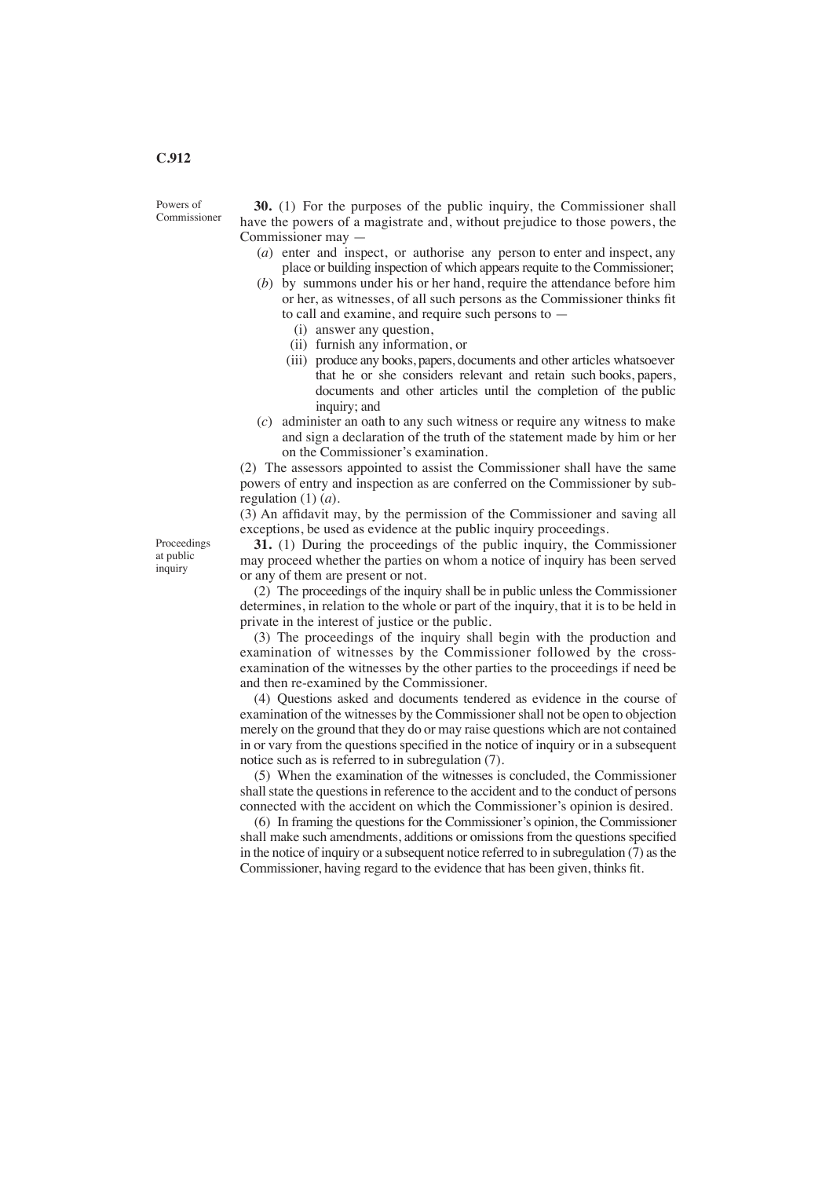Powers of Commissioner

**30.** (1) For the purposes of the public inquiry, the Commissioner shall have the powers of a magistrate and, without prejudice to those powers, the Commissioner may —

- (*a*) enter and inspect, or authorise any person to enter and inspect, any place or building inspection of which appears requite to the Commissioner;
- (*b*) by summons under his or her hand, require the attendance before him or her, as witnesses, of all such persons as the Commissioner thinks fit to call and examine, and require such persons to —
  - (i) answer any question,
  - (ii) furnish any information, or
  - (iii) produce any books, papers, documents and other articles whatsoever that he or she considers relevant and retain such books, papers, documents and other articles until the completion of the public inquiry; and
- (*c*) administer an oath to any such witness or require any witness to make and sign a declaration of the truth of the statement made by him or her on the Commissioner's examination.

(2) The assessors appointed to assist the Commissioner shall have the same powers of entry and inspection as are conferred on the Commissioner by sub-regulation (1) (*a*).

(3) An affidavit may, by the permission of the Commissioner and saving all exceptions, be used as evidence at the public inquiry proceedings.

Proceedings at public inquiry

**31.** (1) During the proceedings of the public inquiry, the Commissioner may proceed whether the parties on whom a notice of inquiry has been served or any of them are present or not.

(2) The proceedings of the inquiry shall be in public unless the Commissioner determines, in relation to the whole or part of the inquiry, that it is to be held in private in the interest of justice or the public.

(3) The proceedings of the inquiry shall begin with the production and examination of witnesses by the Commissioner followed by the cross-examination of the witnesses by the other parties to the proceedings if need be and then re-examined by the Commissioner.

(4) Questions asked and documents tendered as evidence in the course of examination of the witnesses by the Commissioner shall not be open to objection merely on the ground that they do or may raise questions which are not contained in or vary from the questions specified in the notice of inquiry or in a subsequent notice such as is referred to in subregulation (7).

(5) When the examination of the witnesses is concluded, the Commissioner shall state the questions in reference to the accident and to the conduct of persons connected with the accident on which the Commissioner's opinion is desired.

(6) In framing the questions for the Commissioner's opinion, the Commissioner shall make such amendments, additions or omissions from the questions specified in the notice of inquiry or a subsequent notice referred to in subregulation (7) as the Commissioner, having regard to the evidence that has been given, thinks fit.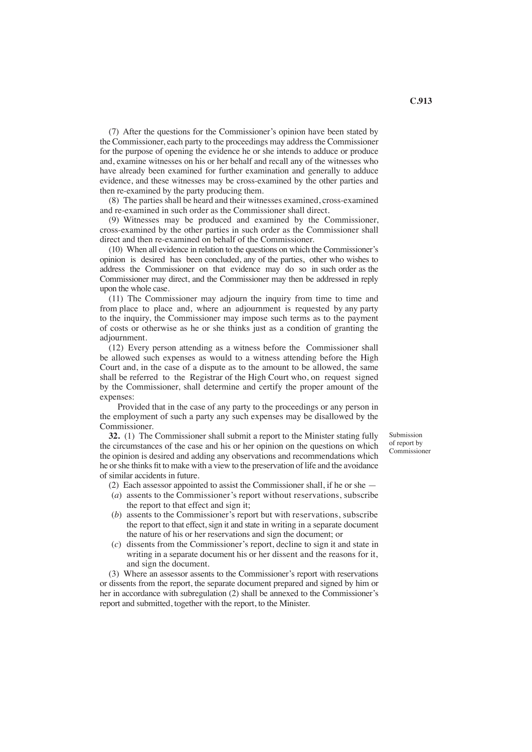(7) After the questions for the Commissioner's opinion have been stated by the Commissioner, each party to the proceedings may address the Commissioner for the purpose of opening the evidence he or she intends to adduce or produce and, examine witnesses on his or her behalf and recall any of the witnesses who have already been examined for further examination and generally to adduce evidence, and these witnesses may be cross-examined by the other parties and then re-examined by the party producing them.

(8) The parties shall be heard and their witnesses examined, cross-examined and re-examined in such order as the Commissioner shall direct.

(9) Witnesses may be produced and examined by the Commissioner, cross-examined by the other parties in such order as the Commissioner shall direct and then re-examined on behalf of the Commissioner.

(10) When all evidence in relation to the questions on which the Commissioner's opinion is desired has been concluded, any of the parties, other who wishes to address the Commissioner on that evidence may do so in such order as the Commissioner may direct, and the Commissioner may then be addressed in reply upon the whole case.

(11) The Commissioner may adjourn the inquiry from time to time and from place to place and, where an adjournment is requested by any party to the inquiry, the Commissioner may impose such terms as to the payment of costs or otherwise as he or she thinks just as a condition of granting the adjournment.

(12) Every person attending as a witness before the Commissioner shall be allowed such expenses as would to a witness attending before the High Court and, in the case of a dispute as to the amount to be allowed, the same shall be referred to the Registrar of the High Court who, on request signed by the Commissioner, shall determine and certify the proper amount of the expenses:

Provided that in the case of any party to the proceedings or any person in the employment of such a party any such expenses may be disallowed by the Commissioner.

*Submission of report by Commissioner*

**32.** (1) The Commissioner shall submit a report to the Minister stating fully the circumstances of the case and his or her opinion on the questions on which the opinion is desired and adding any observations and recommendations which he or she thinks fit to make with a view to the preservation of life and the avoidance of similar accidents in future.

(2) Each assessor appointed to assist the Commissioner shall, if he or she —

(*a*) assents to the Commissioner's report without reservations, subscribe the report to that effect and sign it;

(*b*) assents to the Commissioner's report but with reservations, subscribe the report to that effect, sign it and state in writing in a separate document the nature of his or her reservations and sign the document; or

(*c*) dissents from the Commissioner's report, decline to sign it and state in writing in a separate document his or her dissent and the reasons for it, and sign the document.

(3) Where an assessor assents to the Commissioner's report with reservations or dissents from the report, the separate document prepared and signed by him or her in accordance with subregulation (2) shall be annexed to the Commissioner's report and submitted, together with the report, to the Minister.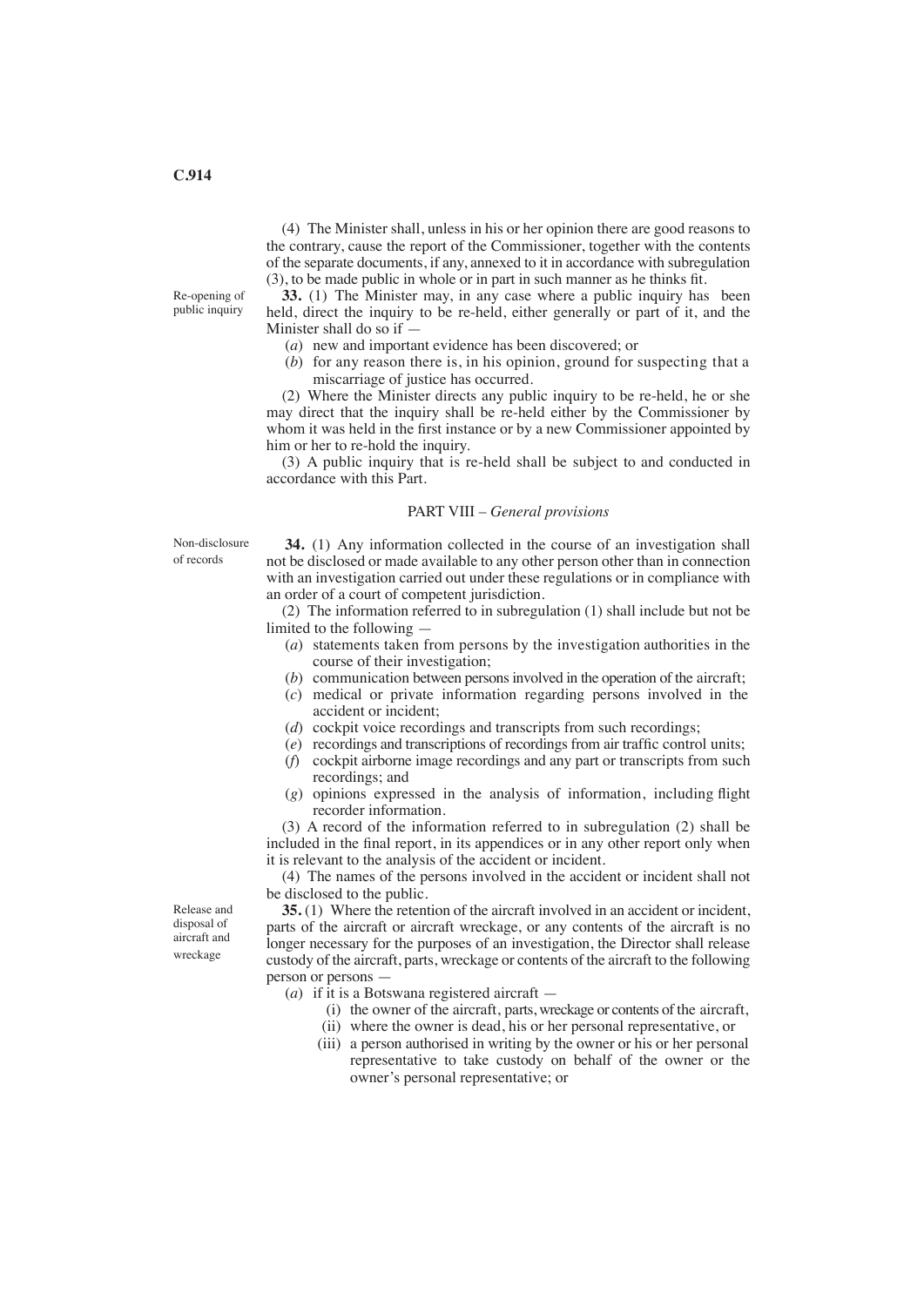(4) The Minister shall, unless in his or her opinion there are good reasons to the contrary, cause the report of the Commissioner, together with the contents of the separate documents, if any, annexed to it in accordance with subregulation (3), to be made public in whole or in part in such manner as he thinks fit.

*Re-opening of public inquiry*

**33.** (1) The Minister may, in any case where a public inquiry has been held, direct the inquiry to be re-held, either generally or part of it, and the Minister shall do so if —

(*a*) new and important evidence has been discovered; or

(*b*) for any reason there is, in his opinion, ground for suspecting that a miscarriage of justice has occurred.

(2) Where the Minister directs any public inquiry to be re-held, he or she may direct that the inquiry shall be re-held either by the Commissioner by whom it was held in the first instance or by a new Commissioner appointed by him or her to re-hold the inquiry.

(3) A public inquiry that is re-held shall be subject to and conducted in accordance with this Part.

## PART VIII – *General provisions*

*Non-disclosure of records*

**34.** (1) Any information collected in the course of an investigation shall not be disclosed or made available to any other person other than in connection with an investigation carried out under these regulations or in compliance with an order of a court of competent jurisdiction.

(2) The information referred to in subregulation (1) shall include but not be limited to the following —

(*a*) statements taken from persons by the investigation authorities in the course of their investigation;

(*b*) communication between persons involved in the operation of the aircraft;

(*c*) medical or private information regarding persons involved in the accident or incident;

(*d*) cockpit voice recordings and transcripts from such recordings;

(*e*) recordings and transcriptions of recordings from air traffic control units;

(*f*) cockpit airborne image recordings and any part or transcripts from such recordings; and

(*g*) opinions expressed in the analysis of information, including flight recorder information.

(3) A record of the information referred to in subregulation (2) shall be included in the final report, in its appendices or in any other report only when it is relevant to the analysis of the accident or incident.

(4) The names of the persons involved in the accident or incident shall not be disclosed to the public.

*Release and disposal of aircraft and wreckage*

**35.** (1) Where the retention of the aircraft involved in an accident or incident, parts of the aircraft or aircraft wreckage, or any contents of the aircraft is no longer necessary for the purposes of an investigation, the Director shall release custody of the aircraft, parts, wreckage or contents of the aircraft to the following person or persons —

(*a*) if it is a Botswana registered aircraft —

(i) the owner of the aircraft, parts, wreckage or contents of the aircraft,

(ii) where the owner is dead, his or her personal representative, or

(iii) a person authorised in writing by the owner or his or her personal representative to take custody on behalf of the owner or the owner's personal representative; or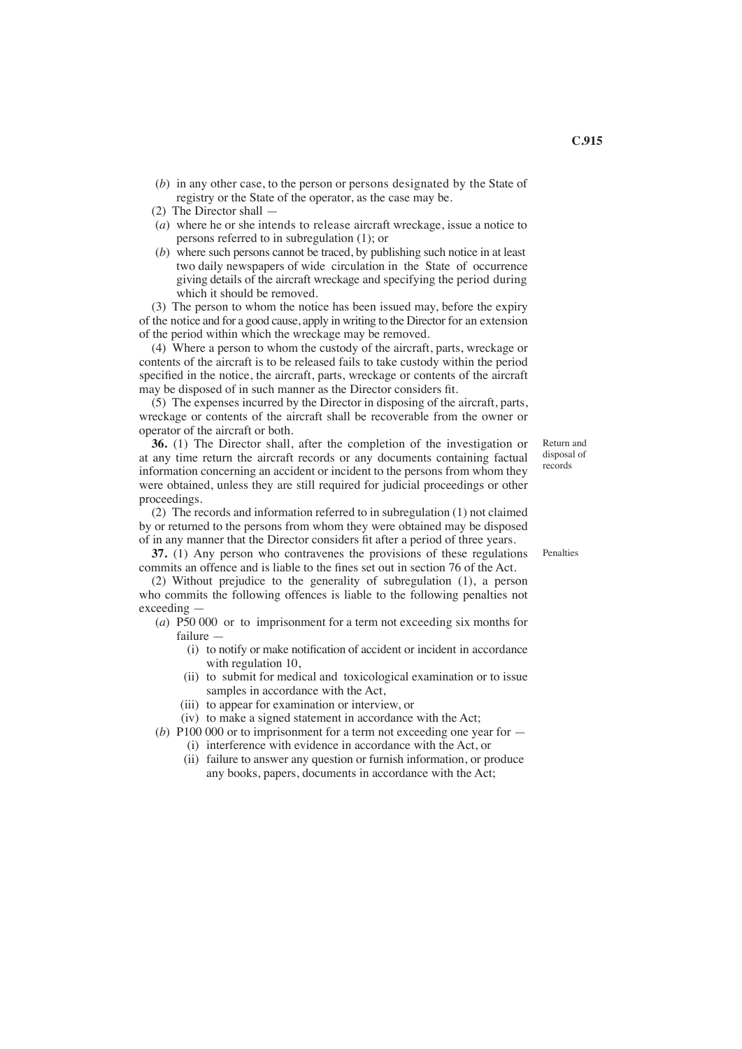(*b*) in any other case, to the person or persons designated by the State of registry or the State of the operator, as the case may be.

(2) The Director shall —

(*a*) where he or she intends to release aircraft wreckage, issue a notice to persons referred to in subregulation (1); or

(*b*) where such persons cannot be traced, by publishing such notice in at least two daily newspapers of wide circulation in the State of occurrence giving details of the aircraft wreckage and specifying the period during which it should be removed.

(3) The person to whom the notice has been issued may, before the expiry of the notice and for a good cause, apply in writing to the Director for an extension of the period within which the wreckage may be removed.

(4) Where a person to whom the custody of the aircraft, parts, wreckage or contents of the aircraft is to be released fails to take custody within the period specified in the notice, the aircraft, parts, wreckage or contents of the aircraft may be disposed of in such manner as the Director considers fit.

(5) The expenses incurred by the Director in disposing of the aircraft, parts, wreckage or contents of the aircraft shall be recoverable from the owner or operator of the aircraft or both.

*Return and disposal of records*

**36.** (1) The Director shall, after the completion of the investigation or at any time return the aircraft records or any documents containing factual information concerning an accident or incident to the persons from whom they were obtained, unless they are still required for judicial proceedings or other proceedings.

(2) The records and information referred to in subregulation (1) not claimed by or returned to the persons from whom they were obtained may be disposed of in any manner that the Director considers fit after a period of three years.

*Penalties*

**37.** (1) Any person who contravenes the provisions of these regulations commits an offence and is liable to the fines set out in section 76 of the Act.

(2) Without prejudice to the generality of subregulation (1), a person who commits the following offences is liable to the following penalties not exceeding —

(*a*) P50 000 or to imprisonment for a term not exceeding six months for failure —

(i) to notify or make notification of accident or incident in accordance with regulation 10,

(ii) to submit for medical and toxicological examination or to issue samples in accordance with the Act,

(iii) to appear for examination or interview, or

(iv) to make a signed statement in accordance with the Act;

(*b*) P100 000 or to imprisonment for a term not exceeding one year for —

(i) interference with evidence in accordance with the Act, or

(ii) failure to answer any question or furnish information, or produce any books, papers, documents in accordance with the Act;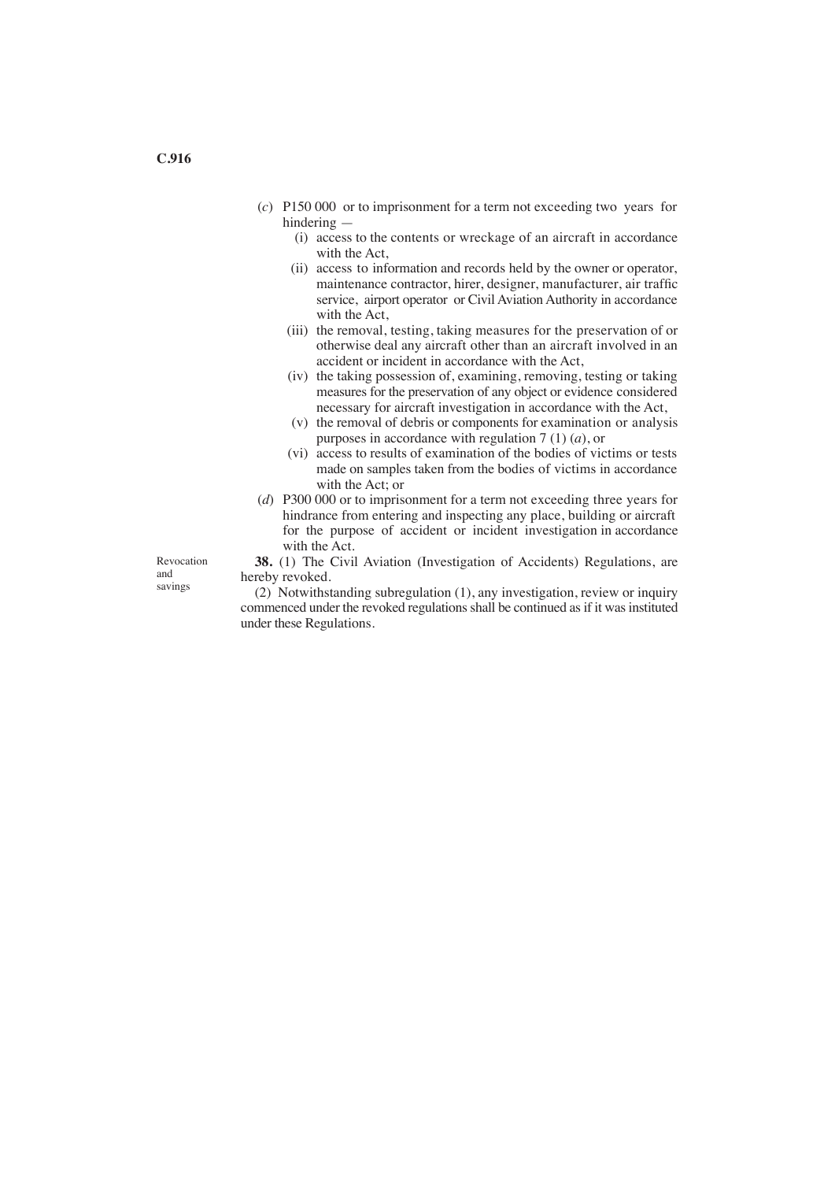(*c*) P150 000 or to imprisonment for a term not exceeding two years for hindering —

(i) access to the contents or wreckage of an aircraft in accordance with the Act,

(ii) access to information and records held by the owner or operator, maintenance contractor, hirer, designer, manufacturer, air traffic service, airport operator or Civil Aviation Authority in accordance with the Act,

(iii) the removal, testing, taking measures for the preservation of or otherwise deal any aircraft other than an aircraft involved in an accident or incident in accordance with the Act,

(iv) the taking possession of, examining, removing, testing or taking measures for the preservation of any object or evidence considered necessary for aircraft investigation in accordance with the Act,

(v) the removal of debris or components for examination or analysis purposes in accordance with regulation 7 (1) (*a*), or

(vi) access to results of examination of the bodies of victims or tests made on samples taken from the bodies of victims in accordance with the Act; or

(*d*) P300 000 or to imprisonment for a term not exceeding three years for hindrance from entering and inspecting any place, building or aircraft for the purpose of accident or incident investigation in accordance with the Act.

Revocation and savings

**38.** (1) The Civil Aviation (Investigation of Accidents) Regulations, are hereby revoked.

(2) Notwithstanding subregulation (1), any investigation, review or inquiry commenced under the revoked regulations shall be continued as if it was instituted under these Regulations.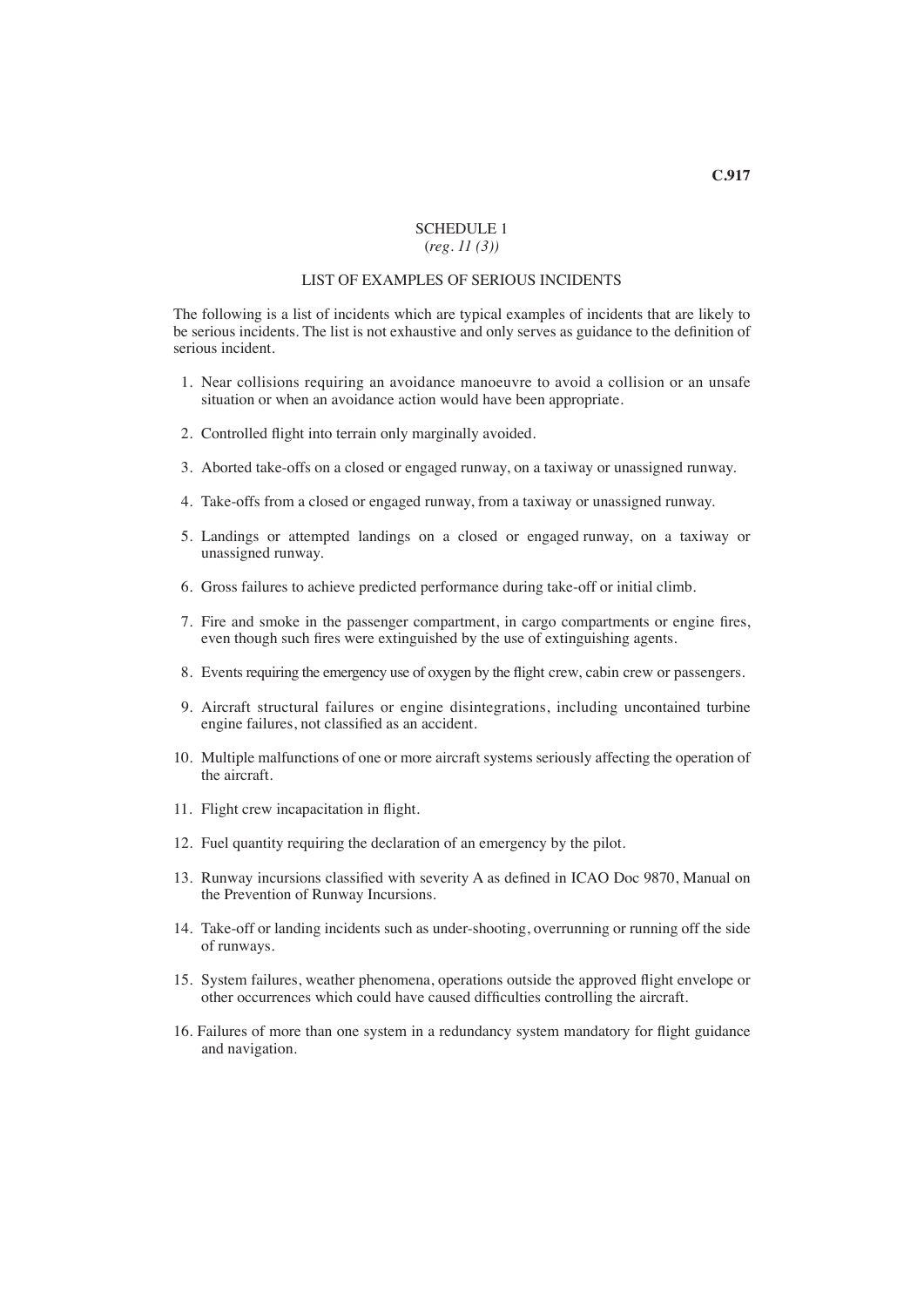## SCHEDULE 1

(*reg. 11 (3)*)

### LIST OF EXAMPLES OF SERIOUS INCIDENTS

The following is a list of incidents which are typical examples of incidents that are likely to be serious incidents. The list is not exhaustive and only serves as guidance to the definition of serious incident.

1. Near collisions requiring an avoidance manoeuvre to avoid a collision or an unsafe situation or when an avoidance action would have been appropriate.
2. Controlled flight into terrain only marginally avoided.
3. Aborted take-offs on a closed or engaged runway, on a taxiway or unassigned runway.
4. Take-offs from a closed or engaged runway, from a taxiway or unassigned runway.
5. Landings or attempted landings on a closed or engaged runway, on a taxiway or unassigned runway.
6. Gross failures to achieve predicted performance during take-off or initial climb.
7. Fire and smoke in the passenger compartment, in cargo compartments or engine fires, even though such fires were extinguished by the use of extinguishing agents.
8. Events requiring the emergency use of oxygen by the flight crew, cabin crew or passengers.
9. Aircraft structural failures or engine disintegrations, including uncontained turbine engine failures, not classified as an accident.
10. Multiple malfunctions of one or more aircraft systems seriously affecting the operation of the aircraft.
11. Flight crew incapacitation in flight.
12. Fuel quantity requiring the declaration of an emergency by the pilot.
13. Runway incursions classified with severity A as defined in ICAO Doc 9870, Manual on the Prevention of Runway Incursions.
14. Take-off or landing incidents such as under-shooting, overrunning or running off the side of runways.
15. System failures, weather phenomena, operations outside the approved flight envelope or other occurrences which could have caused difficulties controlling the aircraft.
16. Failures of more than one system in a redundancy system mandatory for flight guidance and navigation.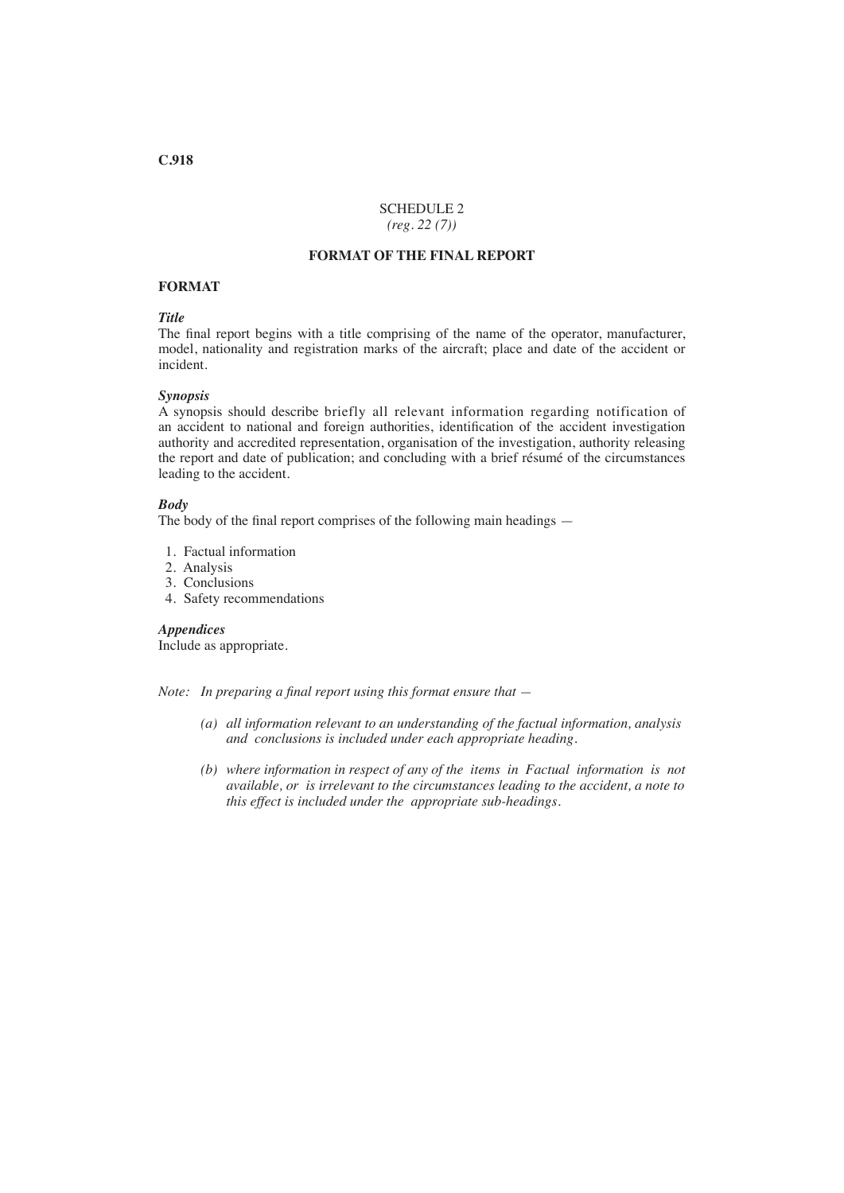# SCHEDULE 2
*(reg. 22 (7))*

## FORMAT OF THE FINAL REPORT

### FORMAT

***Title***
The final report begins with a title comprising of the name of the operator, manufacturer, model, nationality and registration marks of the aircraft; place and date of the accident or incident.

***Synopsis***
A synopsis should describe briefly all relevant information regarding notification of an accident to national and foreign authorities, identification of the accident investigation authority and accredited representation, organisation of the investigation, authority releasing the report and date of publication; and concluding with a brief résumé of the circumstances leading to the accident.

***Body***
The body of the final report comprises of the following main headings —

1. Factual information
2. Analysis
3. Conclusions
4. Safety recommendations

***Appendices***
Include as appropriate.

*Note: In preparing a final report using this format ensure that —*

*(a) all information relevant to an understanding of the factual information, analysis and conclusions is included under each appropriate heading.*

*(b) where information in respect of any of the items in Factual information is not available, or is irrelevant to the circumstances leading to the accident, a note to this effect is included under the appropriate sub-headings.*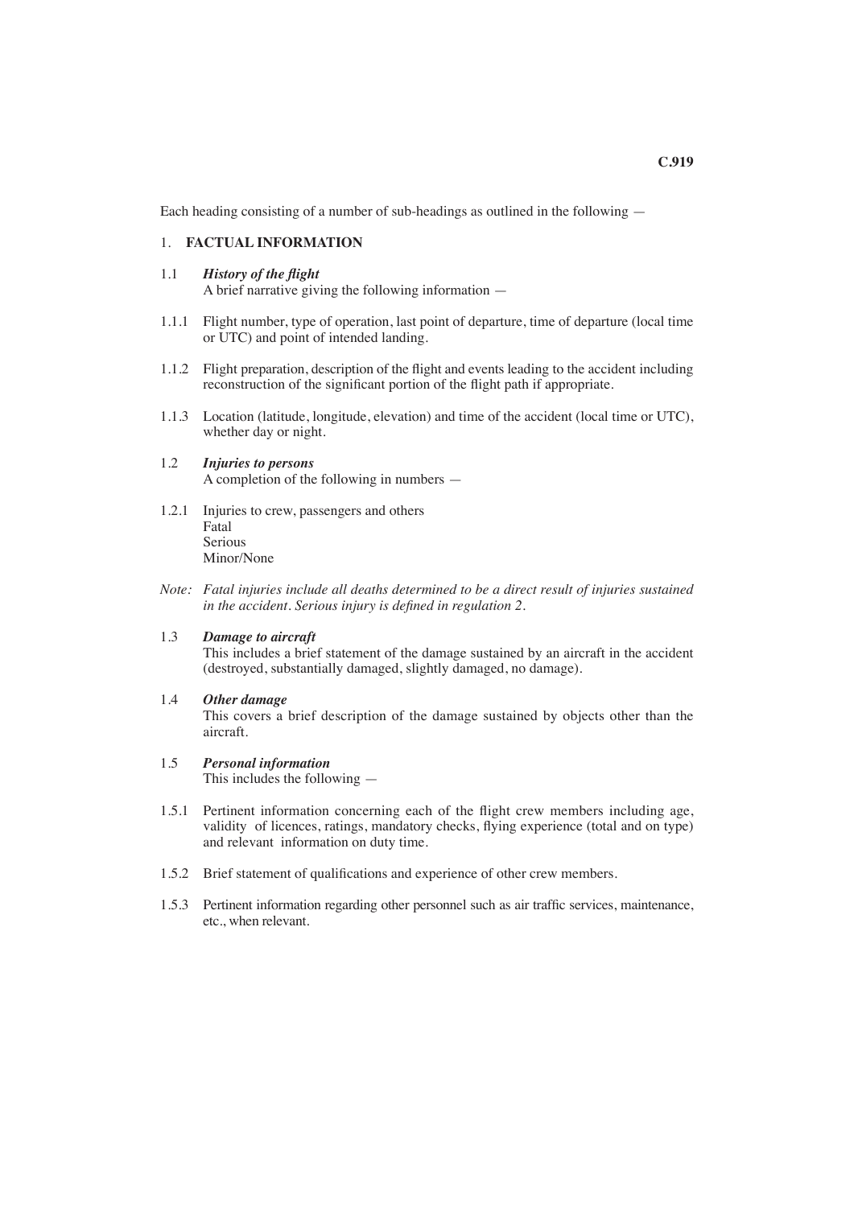Each heading consisting of a number of sub-headings as outlined in the following —

## 1. FACTUAL INFORMATION

### 1.1 *History of the flight*

A brief narrative giving the following information —

1.1.1 Flight number, type of operation, last point of departure, time of departure (local time or UTC) and point of intended landing.

1.1.2 Flight preparation, description of the flight and events leading to the accident including reconstruction of the significant portion of the flight path if appropriate.

1.1.3 Location (latitude, longitude, elevation) and time of the accident (local time or UTC), whether day or night.

### 1.2 *Injuries to persons*

A completion of the following in numbers —

1.2.1 Injuries to crew, passengers and others
Fatal
Serious
Minor/None

*Note: Fatal injuries include all deaths determined to be a direct result of injuries sustained in the accident. Serious injury is defined in regulation 2.*

### 1.3 *Damage to aircraft*

This includes a brief statement of the damage sustained by an aircraft in the accident (destroyed, substantially damaged, slightly damaged, no damage).

### 1.4 *Other damage*

This covers a brief description of the damage sustained by objects other than the aircraft.

### 1.5 *Personal information*

This includes the following —

1.5.1 Pertinent information concerning each of the flight crew members including age, validity of licences, ratings, mandatory checks, flying experience (total and on type) and relevant information on duty time.

1.5.2 Brief statement of qualifications and experience of other crew members.

1.5.3 Pertinent information regarding other personnel such as air traffic services, maintenance, etc., when relevant.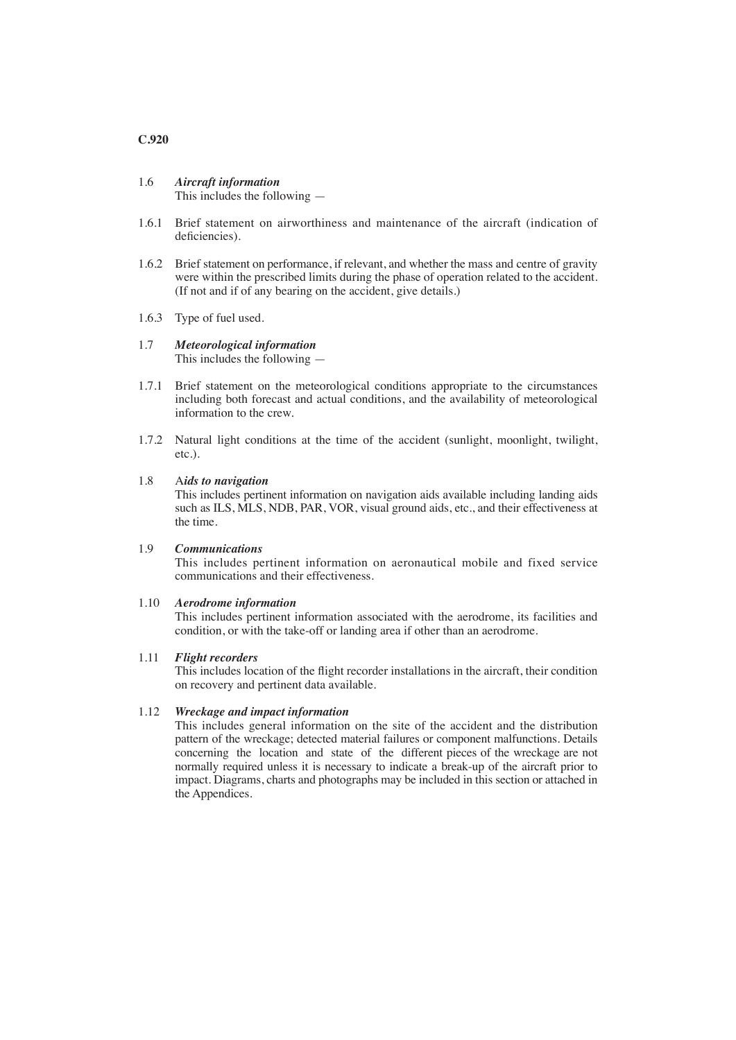1.6 ***Aircraft information***
This includes the following —

1.6.1 Brief statement on airworthiness and maintenance of the aircraft (indication of deficiencies).

1.6.2 Brief statement on performance, if relevant, and whether the mass and centre of gravity were within the prescribed limits during the phase of operation related to the accident. (If not and if of any bearing on the accident, give details.)

1.6.3 Type of fuel used.

1.7 ***Meteorological information***
This includes the following —

1.7.1 Brief statement on the meteorological conditions appropriate to the circumstances including both forecast and actual conditions, and the availability of meteorological information to the crew.

1.7.2 Natural light conditions at the time of the accident (sunlight, moonlight, twilight, etc.).

1.8 A***ids to navigation***
This includes pertinent information on navigation aids available including landing aids such as ILS, MLS, NDB, PAR, VOR, visual ground aids, etc., and their effectiveness at the time.

1.9 ***Communications***
This includes pertinent information on aeronautical mobile and fixed service communications and their effectiveness.

1.10 ***Aerodrome information***
This includes pertinent information associated with the aerodrome, its facilities and condition, or with the take-off or landing area if other than an aerodrome.

1.11 ***Flight recorders***
This includes location of the flight recorder installations in the aircraft, their condition on recovery and pertinent data available.

1.12 ***Wreckage and impact information***
This includes general information on the site of the accident and the distribution pattern of the wreckage; detected material failures or component malfunctions. Details concerning the location and state of the different pieces of the wreckage are not normally required unless it is necessary to indicate a break-up of the aircraft prior to impact. Diagrams, charts and photographs may be included in this section or attached in the Appendices.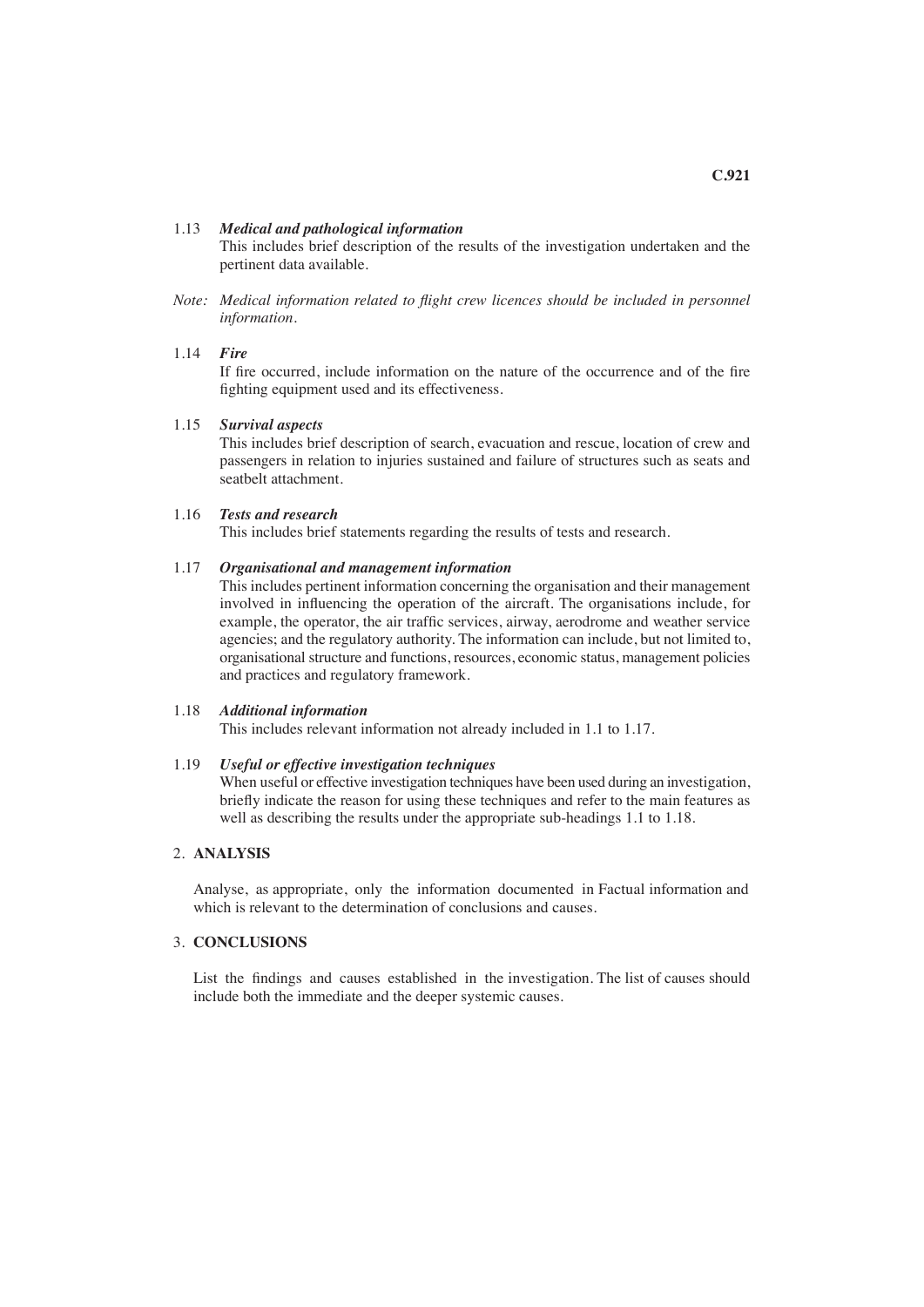1.13 ***Medical and pathological information***
This includes brief description of the results of the investigation undertaken and the pertinent data available.

*Note: Medical information related to flight crew licences should be included in personnel information.*

1.14 ***Fire***
If fire occurred, include information on the nature of the occurrence and of the fire fighting equipment used and its effectiveness.

1.15 ***Survival aspects***
This includes brief description of search, evacuation and rescue, location of crew and passengers in relation to injuries sustained and failure of structures such as seats and seatbelt attachment.

1.16 ***Tests and research***
This includes brief statements regarding the results of tests and research.

1.17 ***Organisational and management information***
This includes pertinent information concerning the organisation and their management involved in influencing the operation of the aircraft. The organisations include, for example, the operator, the air traffic services, airway, aerodrome and weather service agencies; and the regulatory authority. The information can include, but not limited to, organisational structure and functions, resources, economic status, management policies and practices and regulatory framework.

1.18 ***Additional information***
This includes relevant information not already included in 1.1 to 1.17.

1.19 ***Useful or effective investigation techniques***
When useful or effective investigation techniques have been used during an investigation, briefly indicate the reason for using these techniques and refer to the main features as well as describing the results under the appropriate sub-headings 1.1 to 1.18.

## 2. ANALYSIS

Analyse, as appropriate, only the information documented in Factual information and which is relevant to the determination of conclusions and causes.

## 3. CONCLUSIONS

List the findings and causes established in the investigation. The list of causes should include both the immediate and the deeper systemic causes.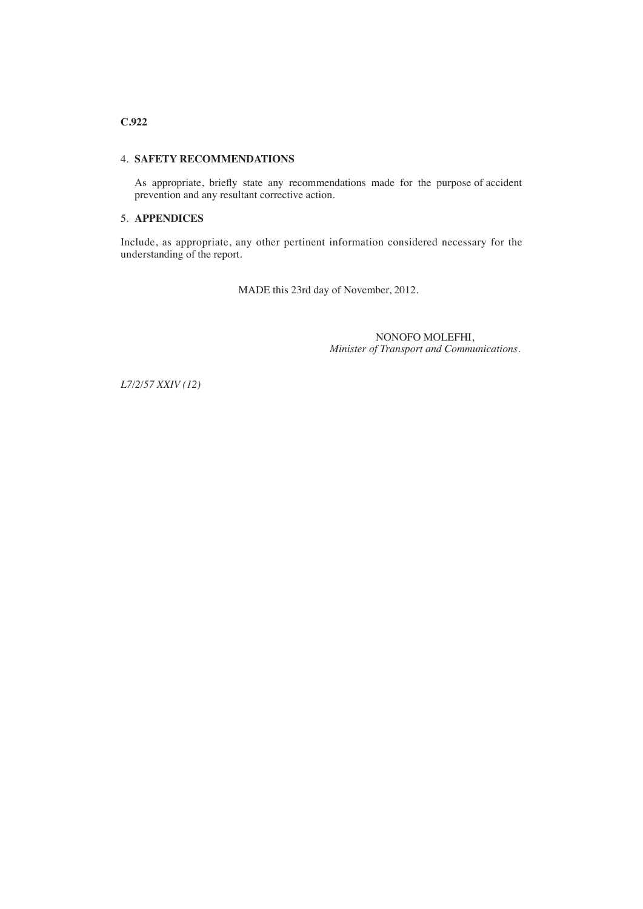## 4. SAFETY RECOMMENDATIONS

As appropriate, briefly state any recommendations made for the purpose of accident prevention and any resultant corrective action.

## 5. APPENDICES

Include, as appropriate, any other pertinent information considered necessary for the understanding of the report.

MADE this 23rd day of November, 2012.

NONOFO MOLEFHI,
*Minister of Transport and Communications.*

*L7/2/57 XXIV (12)*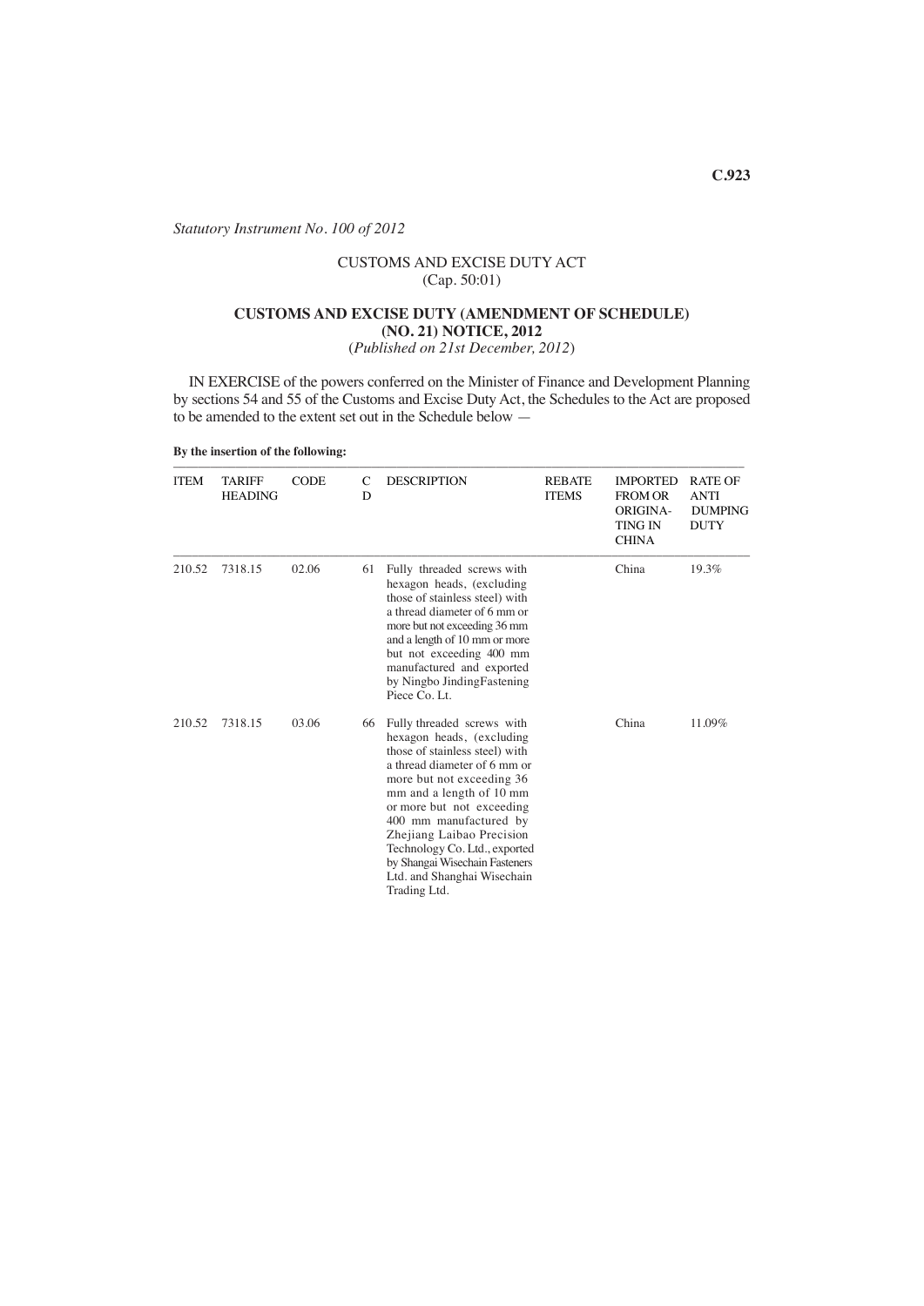*Statutory Instrument No. 100 of 2012*

CUSTOMS AND EXCISE DUTY ACT
(Cap. 50:01)

**CUSTOMS AND EXCISE DUTY (AMENDMENT OF SCHEDULE) (NO. 21) NOTICE, 2012**
(*Published on 21st December, 2012*)

IN EXERCISE of the powers conferred on the Minister of Finance and Development Planning by sections 54 and 55 of the Customs and Excise Duty Act, the Schedules to the Act are proposed to be amended to the extent set out in the Schedule below —

**By the insertion of the following:**

| ITEM | TARIFF HEADING | CODE | C D | DESCRIPTION | REBATE ITEMS | IMPORTED FROM OR ORIGINA-TING IN CHINA | RATE OF ANTI DUMPING DUTY |
|---|---|---|---|---|---|---|---|
| 210.52 | 7318.15 | 02.06 | 61 | Fully threaded screws with hexagon heads, (excluding those of stainless steel) with a thread diameter of 6 mm or more but not exceeding 36 mm and a length of 10 mm or more but not exceeding 400 mm manufactured and exported by Ningbo JindingFastening Piece Co. Lt. | | China | 19.3% |
| 210.52 | 7318.15 | 03.06 | 66 | Fully threaded screws with hexagon heads, (excluding those of stainless steel) with a thread diameter of 6 mm or more but not exceeding 36 mm and a length of 10 mm or more but not exceeding 400 mm manufactured by Zhejiang Laibao Precision Technology Co. Ltd., exported by Shangai Wisechain Fasteners Ltd. and Shanghai Wisechain Trading Ltd. | | China | 11.09% |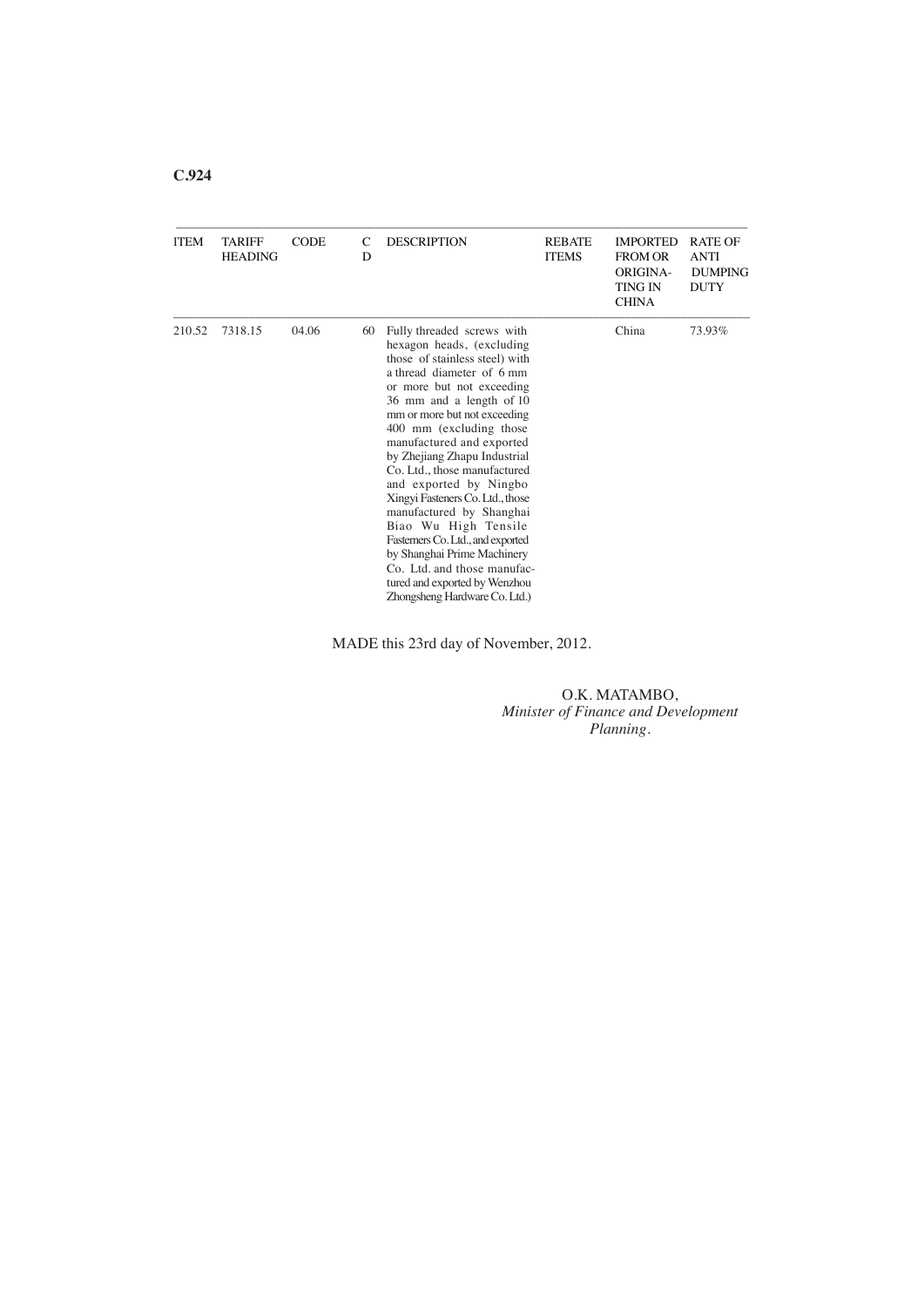C.924

| ITEM | TARIFF HEADING | CODE | C D | DESCRIPTION | REBATE ITEMS | IMPORTED FROM OR ORIGINA-TING IN CHINA | RATE OF ANTI DUMPING DUTY |
|---|---|---|---|---|---|---|---|
| 210.52 | 7318.15 | 04.06 | 60 | Fully threaded screws with hexagon heads, (excluding those of stainless steel) with a thread diameter of 6 mm or more but not exceeding 36 mm and a length of 10 mm or more but not exceeding 400 mm (excluding those manufactured and exported by Zhejiang Zhapu Industrial Co. Ltd., those manufactured and exported by Ningbo Xingyi Fasteners Co. Ltd., those manufactured by Shanghai Biao Wu High Tensile Fasterners Co. Ltd., and exported by Shanghai Prime Machinery Co. Ltd. and those manufactured and exported by Wenzhou Zhongsheng Hardware Co. Ltd.) | | China | 73.93% |

MADE this 23rd day of November, 2012.

O.K. MATAMBO,
*Minister of Finance and Development Planning*.